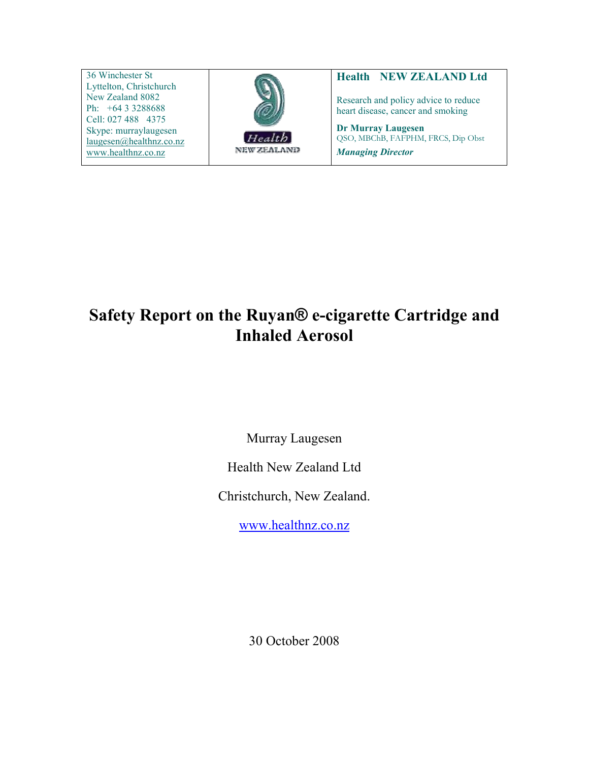| 36 Winchester St<br>Lyttelton, Christchurch<br>New Zealand 8082<br>Ph: +64 3 3288688<br>Cell: 027 488 4375<br>Skype: murraylaugesen<br>laugesen@healthnz.co.nz<br>www.healthnz.co.nz | Health NEW ZEALAND | **Health NEW ZEALAND Ltd**<br><br>Research and policy advice to reduce heart disease, cancer and smoking<br><br>**Dr Murray Laugesen**<br>QSO, MBChB, FAFPHM, FRCS, Dip Obst<br>***Managing Director*** |
|---|---|---|

# Safety Report on the Ruyan® e-cigarette Cartridge and Inhaled Aerosol

Murray Laugesen

Health New Zealand Ltd

Christchurch, New Zealand.

www.healthnz.co.nz

30 October 2008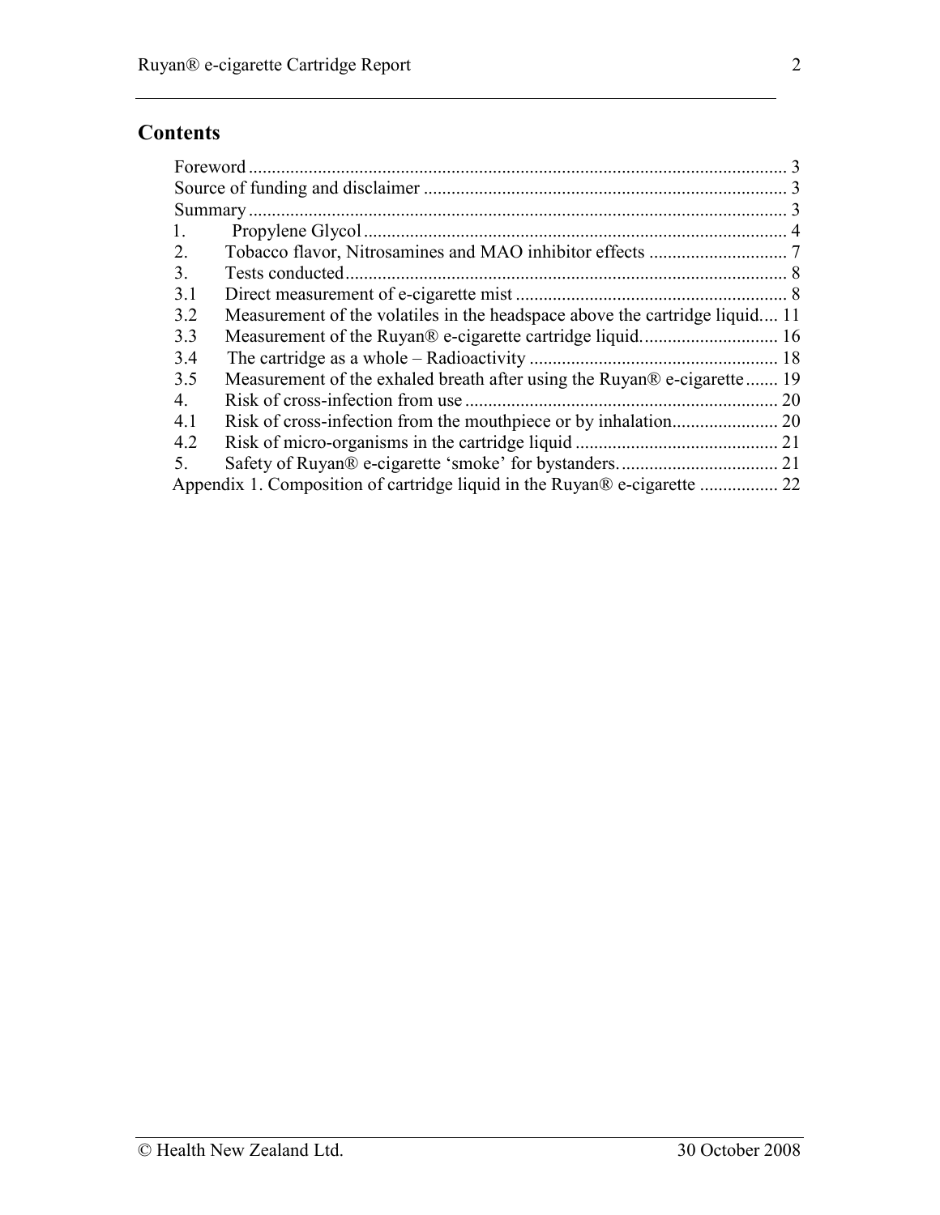## Contents

| | | |
|---|---|---|
| Foreword | | 3 |
| Source of funding and disclaimer | | 3 |
| Summary | | 3 |
| 1. | Propylene Glycol | 4 |
| 2. | Tobacco flavor, Nitrosamines and MAO inhibitor effects | 7 |
| 3. | Tests conducted | 8 |
| 3.1 | Direct measurement of e-cigarette mist | 8 |
| 3.2 | Measurement of the volatiles in the headspace above the cartridge liquid | 11 |
| 3.3 | Measurement of the Ruyan® e-cigarette cartridge liquid. | 16 |
| 3.4 | The cartridge as a whole – Radioactivity | 18 |
| 3.5 | Measurement of the exhaled breath after using the Ruyan® e-cigarette | 19 |
| 4. | Risk of cross-infection from use | 20 |
| 4.1 | Risk of cross-infection from the mouthpiece or by inhalation | 20 |
| 4.2 | Risk of micro-organisms in the cartridge liquid | 21 |
| 5. | Safety of Ruyan® e-cigarette 'smoke' for bystanders. | 21 |
| Appendix 1. Composition of cartridge liquid in the Ruyan® e-cigarette | | 22 |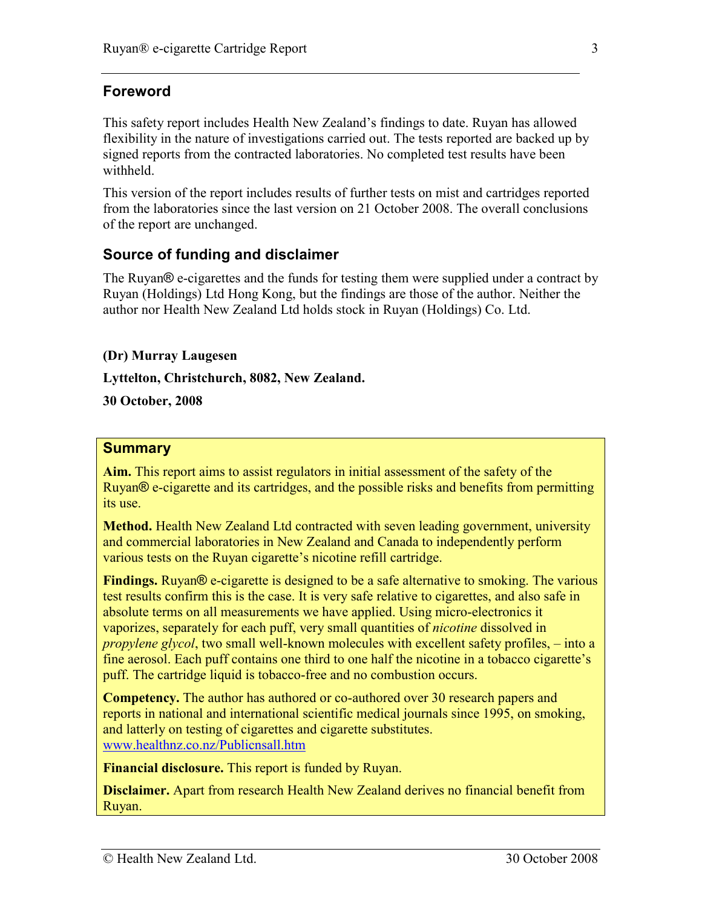## Foreword

This safety report includes Health New Zealand's findings to date. Ruyan has allowed flexibility in the nature of investigations carried out. The tests reported are backed up by signed reports from the contracted laboratories. No completed test results have been withheld.

This version of the report includes results of further tests on mist and cartridges reported from the laboratories since the last version on 21 October 2008. The overall conclusions of the report are unchanged.

## Source of funding and disclaimer

The Ruyan® e-cigarettes and the funds for testing them were supplied under a contract by Ruyan (Holdings) Ltd Hong Kong, but the findings are those of the author. Neither the author nor Health New Zealand Ltd holds stock in Ruyan (Holdings) Co. Ltd.

**(Dr) Murray Laugesen**

**Lyttelton, Christchurch, 8082, New Zealand.**

**30 October, 2008**

## Summary

**Aim.** This report aims to assist regulators in initial assessment of the safety of the Ruyan® e-cigarette and its cartridges, and the possible risks and benefits from permitting its use.

**Method.** Health New Zealand Ltd contracted with seven leading government, university and commercial laboratories in New Zealand and Canada to independently perform various tests on the Ruyan cigarette's nicotine refill cartridge.

**Findings.** Ruyan® e-cigarette is designed to be a safe alternative to smoking. The various test results confirm this is the case. It is very safe relative to cigarettes, and also safe in absolute terms on all measurements we have applied. Using micro-electronics it vaporizes, separately for each puff, very small quantities of *nicotine* dissolved in *propylene glycol*, two small well-known molecules with excellent safety profiles, – into a fine aerosol. Each puff contains one third to one half the nicotine in a tobacco cigarette's puff. The cartridge liquid is tobacco-free and no combustion occurs.

**Competency.** The author has authored or co-authored over 30 research papers and reports in national and international scientific medical journals since 1995, on smoking, and latterly on testing of cigarettes and cigarette substitutes. [www.healthnz.co.nz/Publicnsall.htm](http://www.healthnz.co.nz/Publicnsall.htm)

**Financial disclosure.** This report is funded by Ruyan.

**Disclaimer.** Apart from research Health New Zealand derives no financial benefit from Ruyan.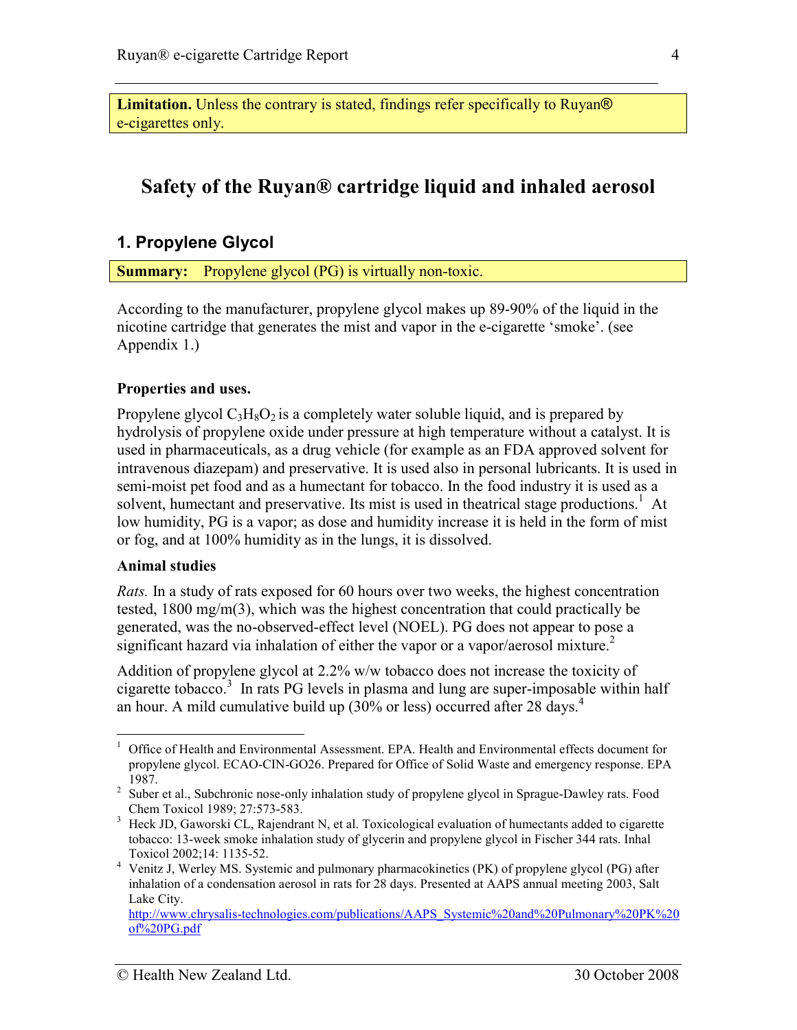**Limitation.** Unless the contrary is stated, findings refer specifically to Ruyan® e-cigarettes only.

# Safety of the Ruyan® cartridge liquid and inhaled aerosol

## 1. Propylene Glycol

**Summary:** Propylene glycol (PG) is virtually non-toxic.

According to the manufacturer, propylene glycol makes up 89-90% of the liquid in the nicotine cartridge that generates the mist and vapor in the e-cigarette 'smoke'. (see Appendix 1.)

**Properties and uses.**

Propylene glycol $C_3H_8O_2$ is a completely water soluble liquid, and is prepared by hydrolysis of propylene oxide under pressure at high temperature without a catalyst. It is used in pharmaceuticals, as a drug vehicle (for example as an FDA approved solvent for intravenous diazepam) and preservative. It is used also in personal lubricants. It is used in semi-moist pet food and as a humectant for tobacco. In the food industry it is used as a solvent, humectant and preservative. Its mist is used in theatrical stage productions.[1] At low humidity, PG is a vapor; as dose and humidity increase it is held in the form of mist or fog, and at 100% humidity as in the lungs, it is dissolved.

**Animal studies**

*Rats.* In a study of rats exposed for 60 hours over two weeks, the highest concentration tested, 1800 mg/m(3), which was the highest concentration that could practically be generated, was the no-observed-effect level (NOEL). PG does not appear to pose a significant hazard via inhalation of either the vapor or a vapor/aerosol mixture.[2]

Addition of propylene glycol at 2.2% w/w tobacco does not increase the toxicity of cigarette tobacco.[3] In rats PG levels in plasma and lung are super-imposable within half an hour. A mild cumulative build up (30% or less) occurred after 28 days.[4]

---

[1] Office of Health and Environmental Assessment. EPA. Health and Environmental effects document for propylene glycol. ECAO-CIN-GO26. Prepared for Office of Solid Waste and emergency response. EPA 1987.

[2] Suber et al., Subchronic nose-only inhalation study of propylene glycol in Sprague-Dawley rats. Food Chem Toxicol 1989; 27:573-583.

[3] Heck JD, Gaworski CL, Rajendrant N, et al. Toxicological evaluation of humectants added to cigarette tobacco: 13-week smoke inhalation study of glycerin and propylene glycol in Fischer 344 rats. Inhal Toxicol 2002;14: 1135-52.

[4] Venitz J, Werley MS. Systemic and pulmonary pharmacokinetics (PK) of propylene glycol (PG) after inhalation of a condensation aerosol in rats for 28 days. Presented at AAPS annual meeting 2003, Salt Lake City. http://www.chrysalis-technologies.com/publications/AAPS_Systemic%20and%20Pulmonary%20PK%20of%20PG.pdf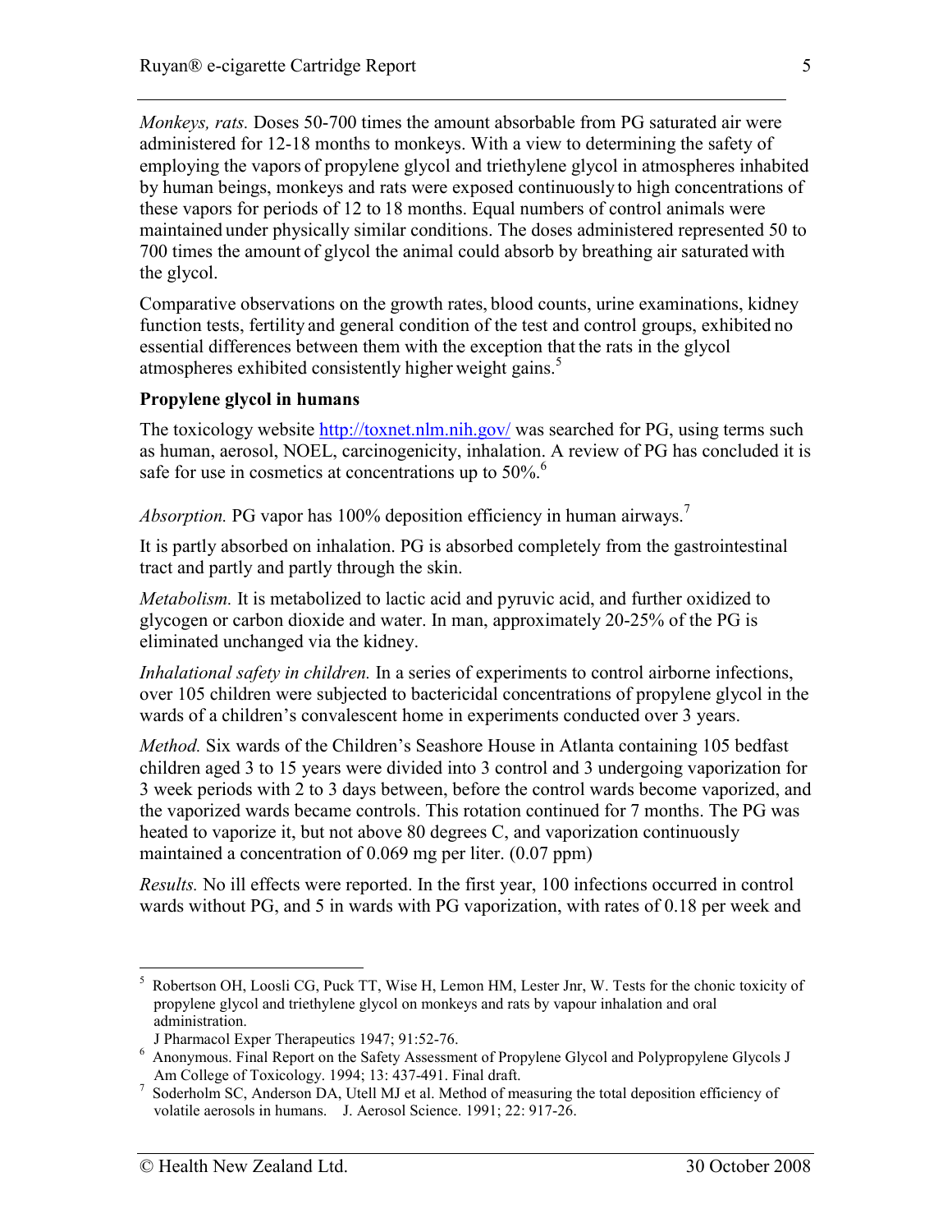*Monkeys, rats.* Doses 50-700 times the amount absorbable from PG saturated air were administered for 12-18 months to monkeys. With a view to determining the safety of employing the vapors of propylene glycol and triethylene glycol in atmospheres inhabited by human beings, monkeys and rats were exposed continuously to high concentrations of these vapors for periods of 12 to 18 months. Equal numbers of control animals were maintained under physically similar conditions. The doses administered represented 50 to 700 times the amount of glycol the animal could absorb by breathing air saturated with the glycol.

Comparative observations on the growth rates, blood counts, urine examinations, kidney function tests, fertility and general condition of the test and control groups, exhibited no essential differences between them with the exception that the rats in the glycol atmospheres exhibited consistently higher weight gains.[5]

**Propylene glycol in humans**

The toxicology website http://toxnet.nlm.nih.gov/ was searched for PG, using terms such as human, aerosol, NOEL, carcinogenicity, inhalation. A review of PG has concluded it is safe for use in cosmetics at concentrations up to 50%.[6]

*Absorption.* PG vapor has 100% deposition efficiency in human airways.[7]

It is partly absorbed on inhalation. PG is absorbed completely from the gastrointestinal tract and partly and partly through the skin.

*Metabolism.* It is metabolized to lactic acid and pyruvic acid, and further oxidized to glycogen or carbon dioxide and water. In man, approximately 20-25% of the PG is eliminated unchanged via the kidney.

*Inhalational safety in children.* In a series of experiments to control airborne infections, over 105 children were subjected to bactericidal concentrations of propylene glycol in the wards of a children's convalescent home in experiments conducted over 3 years.

*Method.* Six wards of the Children's Seashore House in Atlanta containing 105 bedfast children aged 3 to 15 years were divided into 3 control and 3 undergoing vaporization for 3 week periods with 2 to 3 days between, before the control wards become vaporized, and the vaporized wards became controls. This rotation continued for 7 months. The PG was heated to vaporize it, but not above 80 degrees C, and vaporization continuously maintained a concentration of 0.069 mg per liter. (0.07 ppm)

*Results.* No ill effects were reported. In the first year, 100 infections occurred in control wards without PG, and 5 in wards with PG vaporization, with rates of 0.18 per week and

---

[5] Robertson OH, Loosli CG, Puck TT, Wise H, Lemon HM, Lester Jnr, W. Tests for the chonic toxicity of propylene glycol and triethylene glycol on monkeys and rats by vapour inhalation and oral administration.
J Pharmacol Exper Therapeutics 1947; 91:52-76.

[6] Anonymous. Final Report on the Safety Assessment of Propylene Glycol and Polypropylene Glycols J Am College of Toxicology. 1994; 13: 437-491. Final draft.

[7] Soderholm SC, Anderson DA, Utell MJ et al. Method of measuring the total deposition efficiency of volatile aerosols in humans. J. Aerosol Science. 1991; 22: 917-26.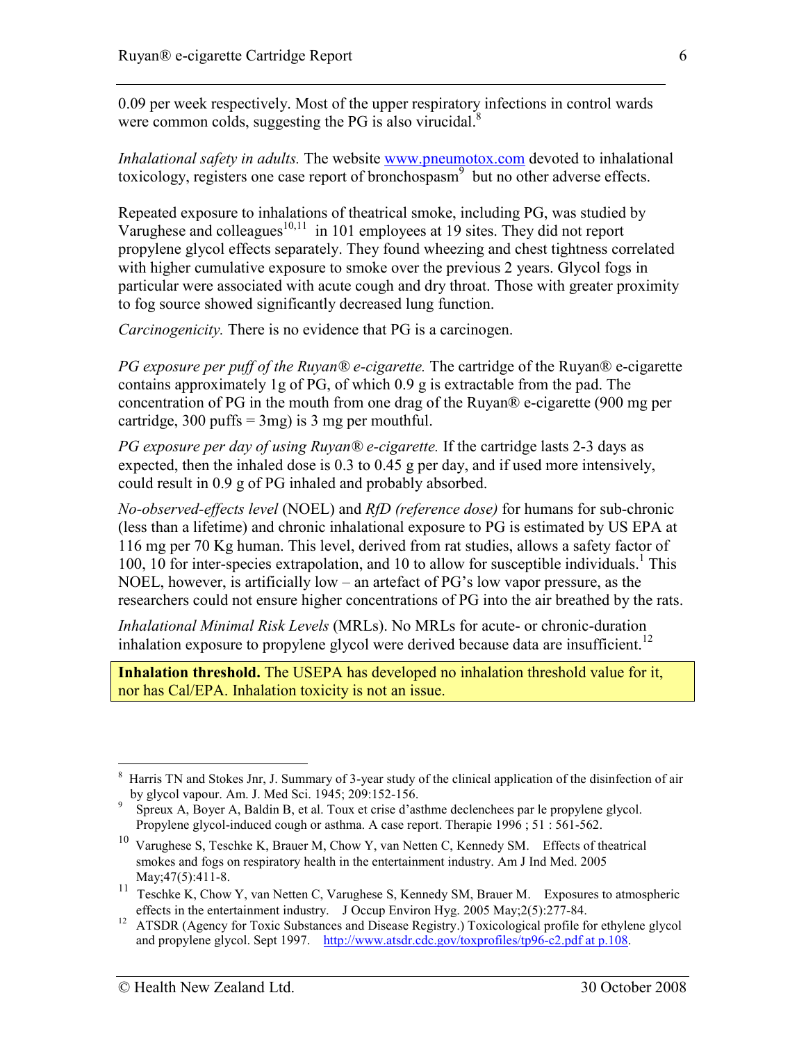0.09 per week respectively. Most of the upper respiratory infections in control wards were common colds, suggesting the PG is also virucidal.[8]

*Inhalational safety in adults.* The website [www.pneumotox.com](http://www.pneumotox.com) devoted to inhalational toxicology, registers one case report of bronchospasm[9] but no other adverse effects.

Repeated exposure to inhalations of theatrical smoke, including PG, was studied by Varughese and colleagues[10,11] in 101 employees at 19 sites. They did not report propylene glycol effects separately. They found wheezing and chest tightness correlated with higher cumulative exposure to smoke over the previous 2 years. Glycol fogs in particular were associated with acute cough and dry throat. Those with greater proximity to fog source showed significantly decreased lung function.

*Carcinogenicity.* There is no evidence that PG is a carcinogen.

*PG exposure per puff of the Ruyan® e-cigarette.* The cartridge of the Ruyan® e-cigarette contains approximately 1g of PG, of which 0.9 g is extractable from the pad. The concentration of PG in the mouth from one drag of the Ruyan® e-cigarette (900 mg per cartridge, 300 puffs = 3mg) is 3 mg per mouthful.

*PG exposure per day of using Ruyan® e-cigarette.* If the cartridge lasts 2-3 days as expected, then the inhaled dose is 0.3 to 0.45 g per day, and if used more intensively, could result in 0.9 g of PG inhaled and probably absorbed.

*No-observed-effects level* (NOEL) and *RfD (reference dose)* for humans for sub-chronic (less than a lifetime) and chronic inhalational exposure to PG is estimated by US EPA at 116 mg per 70 Kg human. This level, derived from rat studies, allows a safety factor of 100, 10 for inter-species extrapolation, and 10 to allow for susceptible individuals.[1] This NOEL, however, is artificially low – an artefact of PG's low vapor pressure, as the researchers could not ensure higher concentrations of PG into the air breathed by the rats.

*Inhalational Minimal Risk Levels* (MRLs). No MRLs for acute- or chronic-duration inhalation exposure to propylene glycol were derived because data are insufficient.[12]

**Inhalation threshold.** The USEPA has developed no inhalation threshold value for it, nor has Cal/EPA. Inhalation toxicity is not an issue.

---

[8] Harris TN and Stokes Jnr, J. Summary of 3-year study of the clinical application of the disinfection of air by glycol vapour. Am. J. Med Sci. 1945; 209:152-156.

[9] Spreux A, Boyer A, Baldin B, et al. Toux et crise d'asthme declenchees par le propylene glycol. Propylene glycol-induced cough or asthma. A case report. Therapie 1996 ; 51 : 561-562.

[10] Varughese S, Teschke K, Brauer M, Chow Y, van Netten C, Kennedy SM. Effects of theatrical smokes and fogs on respiratory health in the entertainment industry. Am J Ind Med. 2005 May;47(5):411-8.

[11] Teschke K, Chow Y, van Netten C, Varughese S, Kennedy SM, Brauer M. Exposures to atmospheric effects in the entertainment industry. J Occup Environ Hyg. 2005 May;2(5):277-84.

[12] ATSDR (Agency for Toxic Substances and Disease Registry.) Toxicological profile for ethylene glycol and propylene glycol. Sept 1997. [http://www.atsdr.cdc.gov/toxprofiles/tp96-c2.pdf at p.108](http://www.atsdr.cdc.gov/toxprofiles/tp96-c2.pdf).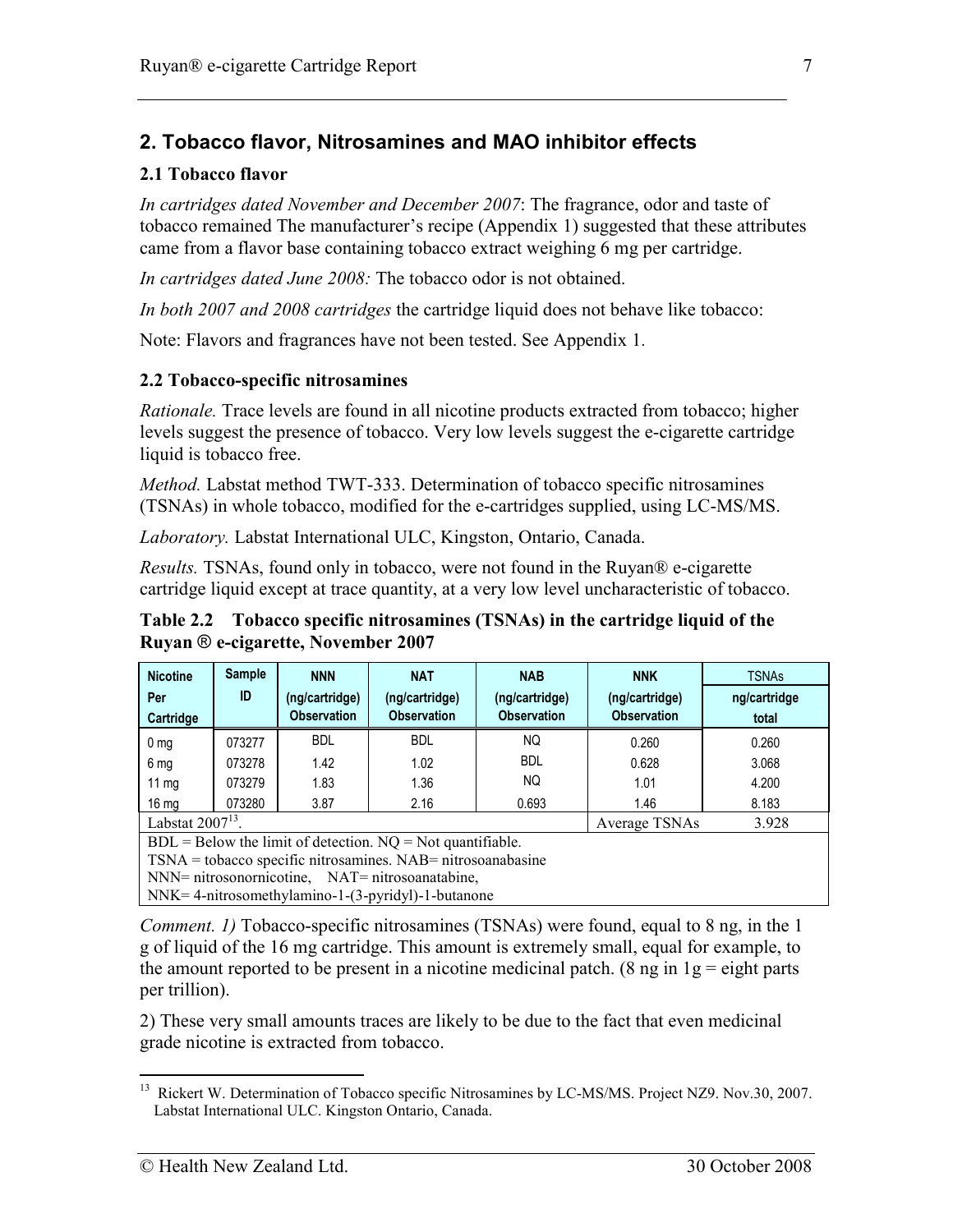## 2. Tobacco flavor, Nitrosamines and MAO inhibitor effects

### 2.1 Tobacco flavor

*In cartridges dated November and December 2007*: The fragrance, odor and taste of tobacco remained The manufacturer's recipe (Appendix 1) suggested that these attributes came from a flavor base containing tobacco extract weighing 6 mg per cartridge.

*In cartridges dated June 2008:* The tobacco odor is not obtained.

*In both 2007 and 2008 cartridges* the cartridge liquid does not behave like tobacco:

Note: Flavors and fragrances have not been tested. See Appendix 1.

### 2.2 Tobacco-specific nitrosamines

*Rationale.* Trace levels are found in all nicotine products extracted from tobacco; higher levels suggest the presence of tobacco. Very low levels suggest the e-cigarette cartridge liquid is tobacco free.

*Method.* Labstat method TWT-333. Determination of tobacco specific nitrosamines (TSNAs) in whole tobacco, modified for the e-cartridges supplied, using LC-MS/MS.

*Laboratory.* Labstat International ULC, Kingston, Ontario, Canada.

*Results.* TSNAs, found only in tobacco, were not found in the Ruyan® e-cigarette cartridge liquid except at trace quantity, at a very low level uncharacteristic of tobacco.

**Table 2.2 Tobacco specific nitrosamines (TSNAs) in the cartridge liquid of the Ruyan ® e-cigarette, November 2007**

| Nicotine Per Cartridge | Sample ID | NNN (ng/cartridge) Observation | NAT (ng/cartridge) Observation | NAB (ng/cartridge) Observation | NNK (ng/cartridge) Observation | TSNAs ng/cartridge total |
|---|---|---|---|---|---|---|
| 0 mg | 073277 | BDL | BDL | NQ | 0.260 | 0.260 |
| 6 mg | 073278 | 1.42 | 1.02 | BDL | 0.628 | 3.068 |
| 11 mg | 073279 | 1.83 | 1.36 | NQ | 1.01 | 4.200 |
| 16 mg | 073280 | 3.87 | 2.16 | 0.693 | 1.46 | 8.183 |
| Labstat 2007[13]. | | | | | Average TSNAs | 3.928 |

BDL = Below the limit of detection. NQ = Not quantifiable.
TSNA = tobacco specific nitrosamines. NAB= nitrosoanabasine
NNN= nitrosonornicotine, NAT= nitrosoanatabine,
NNK= 4-nitrosomethylamino-1-(3-pyridyl)-1-butanone

*Comment. 1)* Tobacco-specific nitrosamines (TSNAs) were found, equal to 8 ng, in the 1 g of liquid of the 16 mg cartridge. This amount is extremely small, equal for example, to the amount reported to be present in a nicotine medicinal patch. (8 ng in 1g = eight parts per trillion).

2) These very small amounts traces are likely to be due to the fact that even medicinal grade nicotine is extracted from tobacco.

[13] Rickert W. Determination of Tobacco specific Nitrosamines by LC-MS/MS. Project NZ9. Nov.30, 2007. Labstat International ULC. Kingston Ontario, Canada.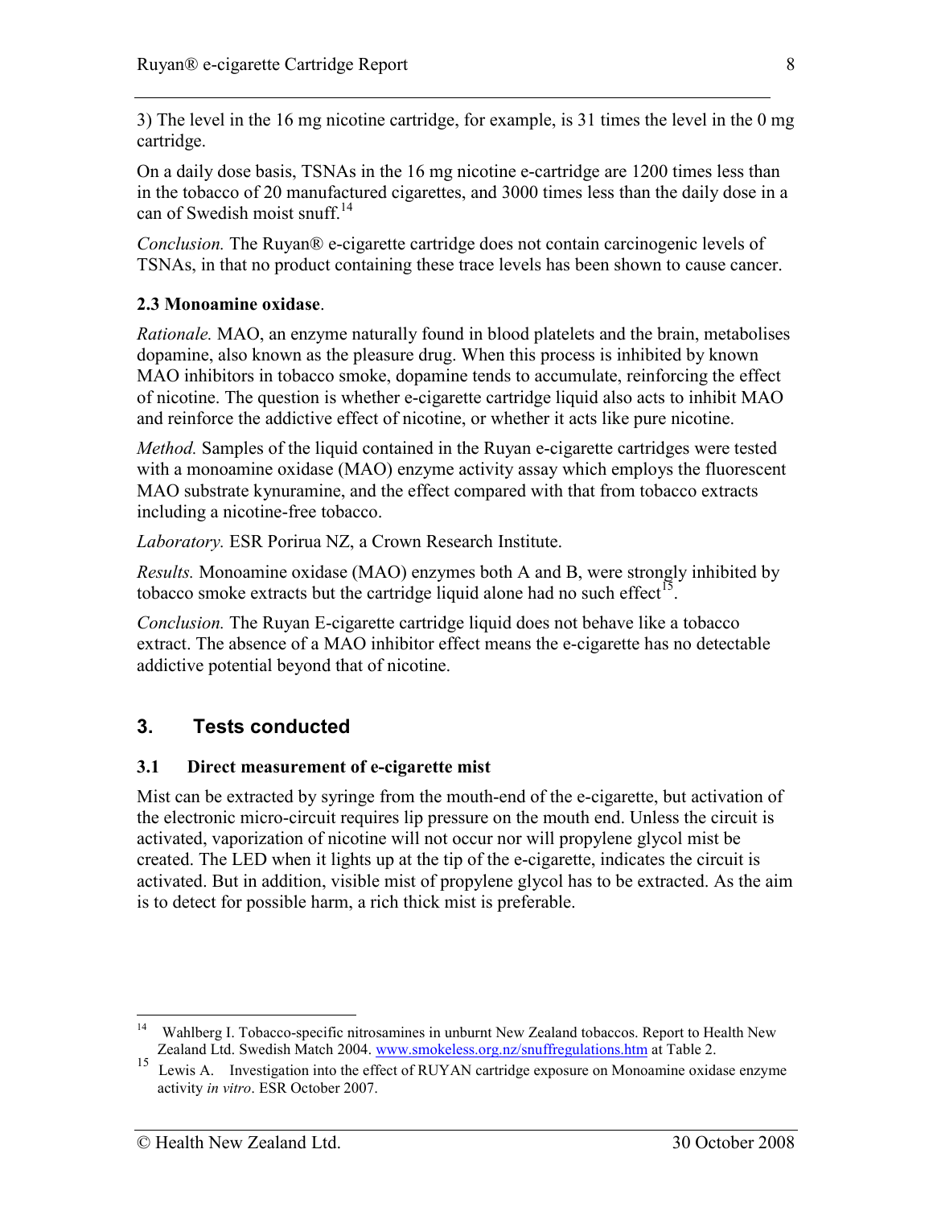3) The level in the 16 mg nicotine cartridge, for example, is 31 times the level in the 0 mg cartridge.

On a daily dose basis, TSNAs in the 16 mg nicotine e-cartridge are 1200 times less than in the tobacco of 20 manufactured cigarettes, and 3000 times less than the daily dose in a can of Swedish moist snuff.[14]

*Conclusion.* The Ruyan® e-cigarette cartridge does not contain carcinogenic levels of TSNAs, in that no product containing these trace levels has been shown to cause cancer.

### 2.3 Monoamine oxidase.

*Rationale.* MAO, an enzyme naturally found in blood platelets and the brain, metabolises dopamine, also known as the pleasure drug. When this process is inhibited by known MAO inhibitors in tobacco smoke, dopamine tends to accumulate, reinforcing the effect of nicotine. The question is whether e-cigarette cartridge liquid also acts to inhibit MAO and reinforce the addictive effect of nicotine, or whether it acts like pure nicotine.

*Method.* Samples of the liquid contained in the Ruyan e-cigarette cartridges were tested with a monoamine oxidase (MAO) enzyme activity assay which employs the fluorescent MAO substrate kynuramine, and the effect compared with that from tobacco extracts including a nicotine-free tobacco.

*Laboratory.* ESR Porirua NZ, a Crown Research Institute.

*Results.* Monoamine oxidase (MAO) enzymes both A and B, were strongly inhibited by tobacco smoke extracts but the cartridge liquid alone had no such effect[15].

*Conclusion.* The Ruyan E-cigarette cartridge liquid does not behave like a tobacco extract. The absence of a MAO inhibitor effect means the e-cigarette has no detectable addictive potential beyond that of nicotine.

## 3. Tests conducted

### 3.1 Direct measurement of e-cigarette mist

Mist can be extracted by syringe from the mouth-end of the e-cigarette, but activation of the electronic micro-circuit requires lip pressure on the mouth end. Unless the circuit is activated, vaporization of nicotine will not occur nor will propylene glycol mist be created. The LED when it lights up at the tip of the e-cigarette, indicates the circuit is activated. But in addition, visible mist of propylene glycol has to be extracted. As the aim is to detect for possible harm, a rich thick mist is preferable.

---

[14] Wahlberg I. Tobacco-specific nitrosamines in unburnt New Zealand tobaccos. Report to Health New Zealand Ltd. Swedish Match 2004. www.smokeless.org.nz/snuffregulations.htm at Table 2.

[15] Lewis A. Investigation into the effect of RUYAN cartridge exposure on Monoamine oxidase enzyme activity *in vitro*. ESR October 2007.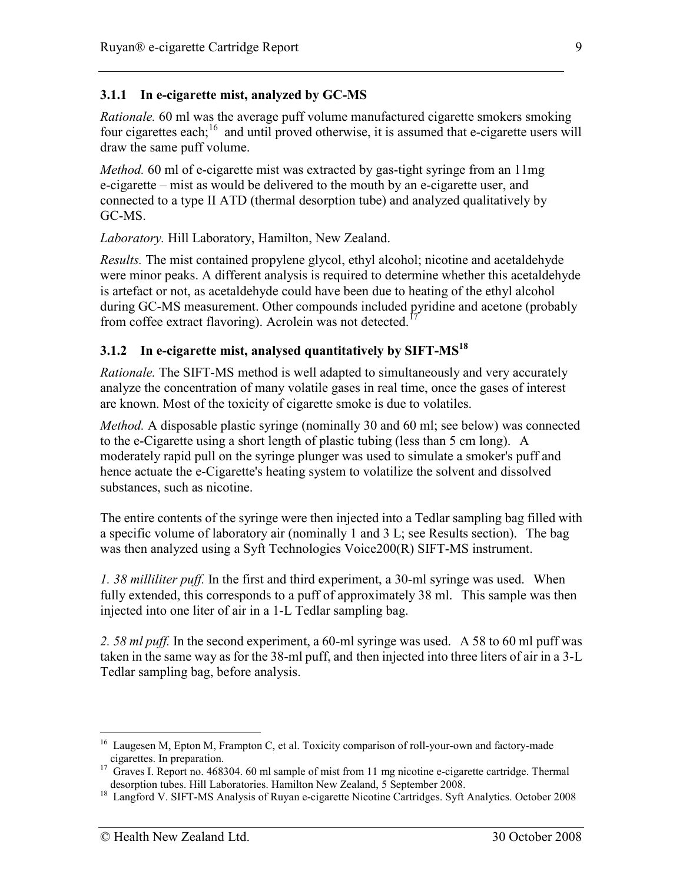### 3.1.1 In e-cigarette mist, analyzed by GC-MS

*Rationale.* 60 ml was the average puff volume manufactured cigarette smokers smoking four cigarettes each;[16] and until proved otherwise, it is assumed that e-cigarette users will draw the same puff volume.

*Method.* 60 ml of e-cigarette mist was extracted by gas-tight syringe from an 11mg e-cigarette – mist as would be delivered to the mouth by an e-cigarette user, and connected to a type II ATD (thermal desorption tube) and analyzed qualitatively by GC-MS.

*Laboratory.* Hill Laboratory, Hamilton, New Zealand.

*Results.* The mist contained propylene glycol, ethyl alcohol; nicotine and acetaldehyde were minor peaks. A different analysis is required to determine whether this acetaldehyde is artefact or not, as acetaldehyde could have been due to heating of the ethyl alcohol during GC-MS measurement. Other compounds included pyridine and acetone (probably from coffee extract flavoring). Acrolein was not detected.[17]

### 3.1.2 In e-cigarette mist, analysed quantitatively by SIFT-MS[18]

*Rationale.* The SIFT-MS method is well adapted to simultaneously and very accurately analyze the concentration of many volatile gases in real time, once the gases of interest are known. Most of the toxicity of cigarette smoke is due to volatiles.

*Method.* A disposable plastic syringe (nominally 30 and 60 ml; see below) was connected to the e-Cigarette using a short length of plastic tubing (less than 5 cm long). A moderately rapid pull on the syringe plunger was used to simulate a smoker's puff and hence actuate the e-Cigarette's heating system to volatilize the solvent and dissolved substances, such as nicotine.

The entire contents of the syringe were then injected into a Tedlar sampling bag filled with a specific volume of laboratory air (nominally 1 and 3 L; see Results section). The bag was then analyzed using a Syft Technologies Voice200(R) SIFT-MS instrument.

*1. 38 milliliter puff.* In the first and third experiment, a 30-ml syringe was used. When fully extended, this corresponds to a puff of approximately 38 ml. This sample was then injected into one liter of air in a 1-L Tedlar sampling bag.

*2. 58 ml puff.* In the second experiment, a 60-ml syringe was used. A 58 to 60 ml puff was taken in the same way as for the 38-ml puff, and then injected into three liters of air in a 3-L Tedlar sampling bag, before analysis.

---

[16] Laugesen M, Epton M, Frampton C, et al. Toxicity comparison of roll-your-own and factory-made cigarettes. In preparation.

[17] Graves I. Report no. 468304. 60 ml sample of mist from 11 mg nicotine e-cigarette cartridge. Thermal desorption tubes. Hill Laboratories. Hamilton New Zealand, 5 September 2008.

[18] Langford V. SIFT-MS Analysis of Ruyan e-cigarette Nicotine Cartridges. Syft Analytics. October 2008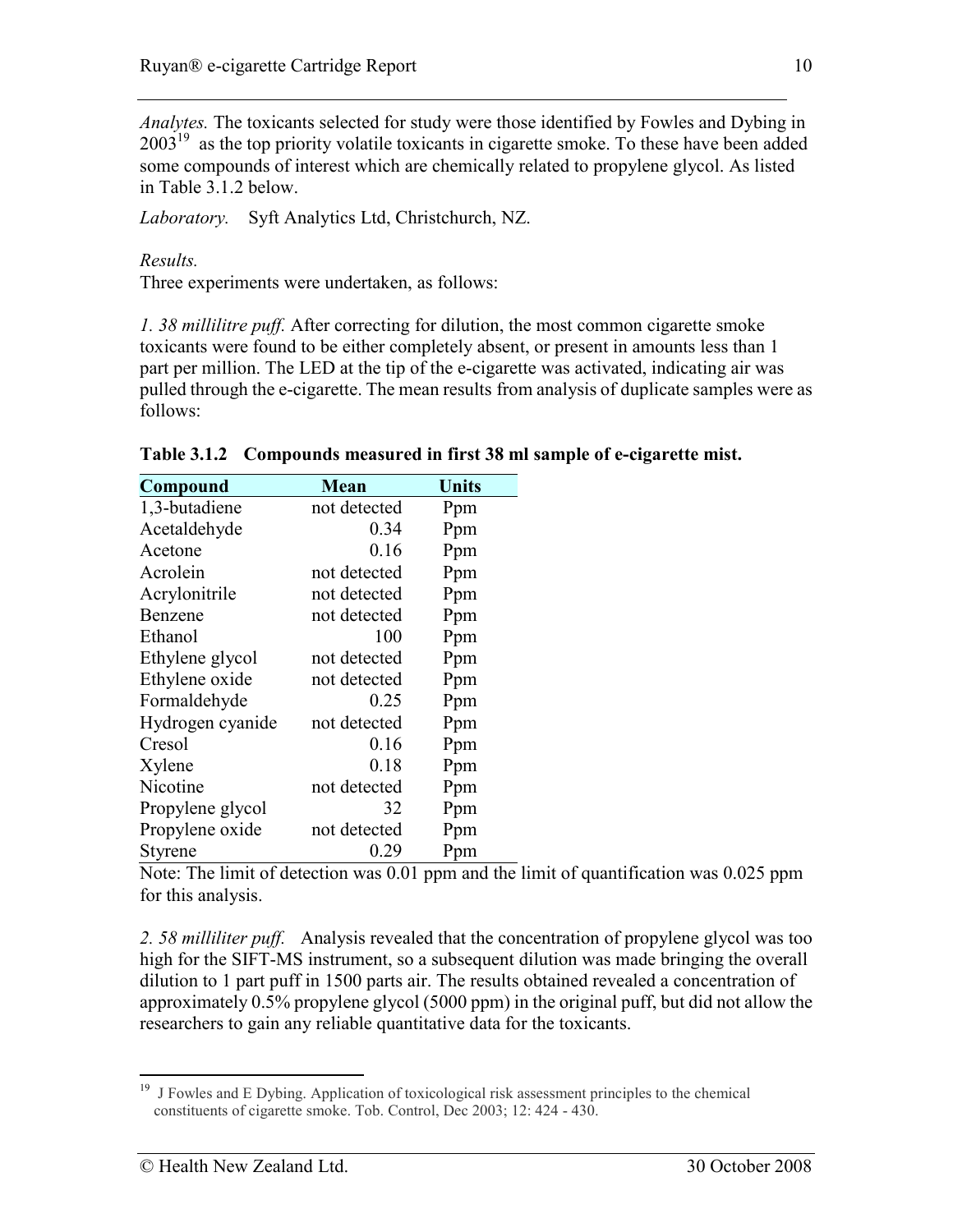*Analytes.* The toxicants selected for study were those identified by Fowles and Dybing in 2003[19] as the top priority volatile toxicants in cigarette smoke. To these have been added some compounds of interest which are chemically related to propylene glycol. As listed in Table 3.1.2 below.

*Laboratory.* Syft Analytics Ltd, Christchurch, NZ.

*Results.*
Three experiments were undertaken, as follows:

*1. 38 millilitre puff.* After correcting for dilution, the most common cigarette smoke toxicants were found to be either completely absent, or present in amounts less than 1 part per million. The LED at the tip of the e-cigarette was activated, indicating air was pulled through the e-cigarette. The mean results from analysis of duplicate samples were as follows:

**Table 3.1.2 Compounds measured in first 38 ml sample of e-cigarette mist.**

| Compound | Mean | Units |
|---|---|---|
| 1,3-butadiene | not detected | Ppm |
| Acetaldehyde | 0.34 | Ppm |
| Acetone | 0.16 | Ppm |
| Acrolein | not detected | Ppm |
| Acrylonitrile | not detected | Ppm |
| Benzene | not detected | Ppm |
| Ethanol | 100 | Ppm |
| Ethylene glycol | not detected | Ppm |
| Ethylene oxide | not detected | Ppm |
| Formaldehyde | 0.25 | Ppm |
| Hydrogen cyanide | not detected | Ppm |
| Cresol | 0.16 | Ppm |
| Xylene | 0.18 | Ppm |
| Nicotine | not detected | Ppm |
| Propylene glycol | 32 | Ppm |
| Propylene oxide | not detected | Ppm |
| Styrene | 0.29 | Ppm |

Note: The limit of detection was 0.01 ppm and the limit of quantification was 0.025 ppm for this analysis.

*2. 58 milliliter puff.* Analysis revealed that the concentration of propylene glycol was too high for the SIFT-MS instrument, so a subsequent dilution was made bringing the overall dilution to 1 part puff in 1500 parts air. The results obtained revealed a concentration of approximately 0.5% propylene glycol (5000 ppm) in the original puff, but did not allow the researchers to gain any reliable quantitative data for the toxicants.

[19] J Fowles and E Dybing. Application of toxicological risk assessment principles to the chemical constituents of cigarette smoke. Tob. Control, Dec 2003; 12: 424 - 430.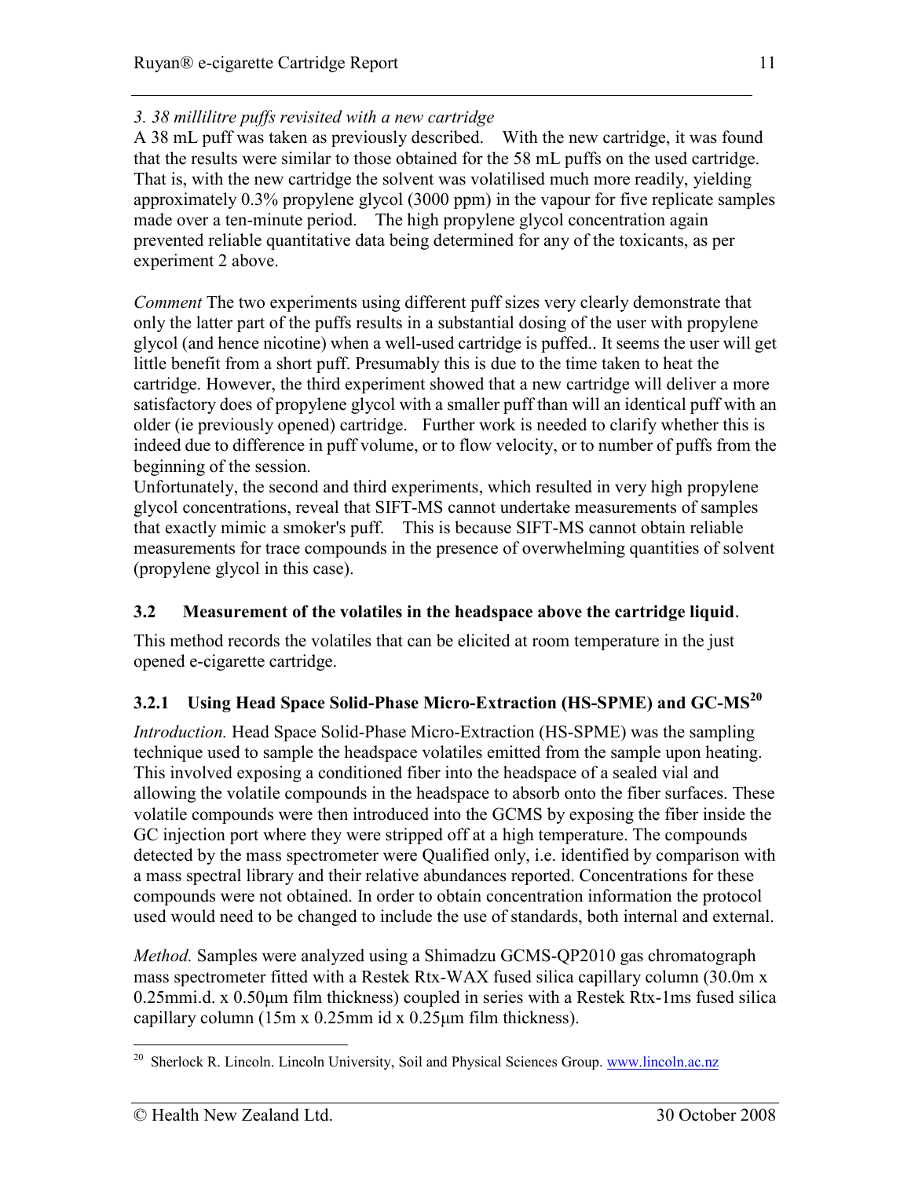*3. 38 millilitre puffs revisited with a new cartridge*
A 38 mL puff was taken as previously described. With the new cartridge, it was found that the results were similar to those obtained for the 58 mL puffs on the used cartridge. That is, with the new cartridge the solvent was volatilised much more readily, yielding approximately 0.3% propylene glycol (3000 ppm) in the vapour for five replicate samples made over a ten-minute period. The high propylene glycol concentration again prevented reliable quantitative data being determined for any of the toxicants, as per experiment 2 above.

*Comment* The two experiments using different puff sizes very clearly demonstrate that only the latter part of the puffs results in a substantial dosing of the user with propylene glycol (and hence nicotine) when a well-used cartridge is puffed.. It seems the user will get little benefit from a short puff. Presumably this is due to the time taken to heat the cartridge. However, the third experiment showed that a new cartridge will deliver a more satisfactory does of propylene glycol with a smaller puff than will an identical puff with an older (ie previously opened) cartridge. Further work is needed to clarify whether this is indeed due to difference in puff volume, or to flow velocity, or to number of puffs from the beginning of the session.
Unfortunately, the second and third experiments, which resulted in very high propylene glycol concentrations, reveal that SIFT-MS cannot undertake measurements of samples that exactly mimic a smoker's puff. This is because SIFT-MS cannot obtain reliable measurements for trace compounds in the presence of overwhelming quantities of solvent (propylene glycol in this case).

## 3.2 Measurement of the volatiles in the headspace above the cartridge liquid.

This method records the volatiles that can be elicited at room temperature in the just opened e-cigarette cartridge.

### 3.2.1 Using Head Space Solid-Phase Micro-Extraction (HS-SPME) and GC-MS[20]

*Introduction.* Head Space Solid-Phase Micro-Extraction (HS-SPME) was the sampling technique used to sample the headspace volatiles emitted from the sample upon heating. This involved exposing a conditioned fiber into the headspace of a sealed vial and allowing the volatile compounds in the headspace to absorb onto the fiber surfaces. These volatile compounds were then introduced into the GCMS by exposing the fiber inside the GC injection port where they were stripped off at a high temperature. The compounds detected by the mass spectrometer were Qualified only, i.e. identified by comparison with a mass spectral library and their relative abundances reported. Concentrations for these compounds were not obtained. In order to obtain concentration information the protocol used would need to be changed to include the use of standards, both internal and external.

*Method.* Samples were analyzed using a Shimadzu GCMS-QP2010 gas chromatograph mass spectrometer fitted with a Restek Rtx-WAX fused silica capillary column (30.0m x 0.25mmi.d. x 0.50µm film thickness) coupled in series with a Restek Rtx-1ms fused silica capillary column (15m x 0.25mm id x 0.25µm film thickness).

---

[20] Sherlock R. Lincoln. Lincoln University, Soil and Physical Sciences Group. www.lincoln.ac.nz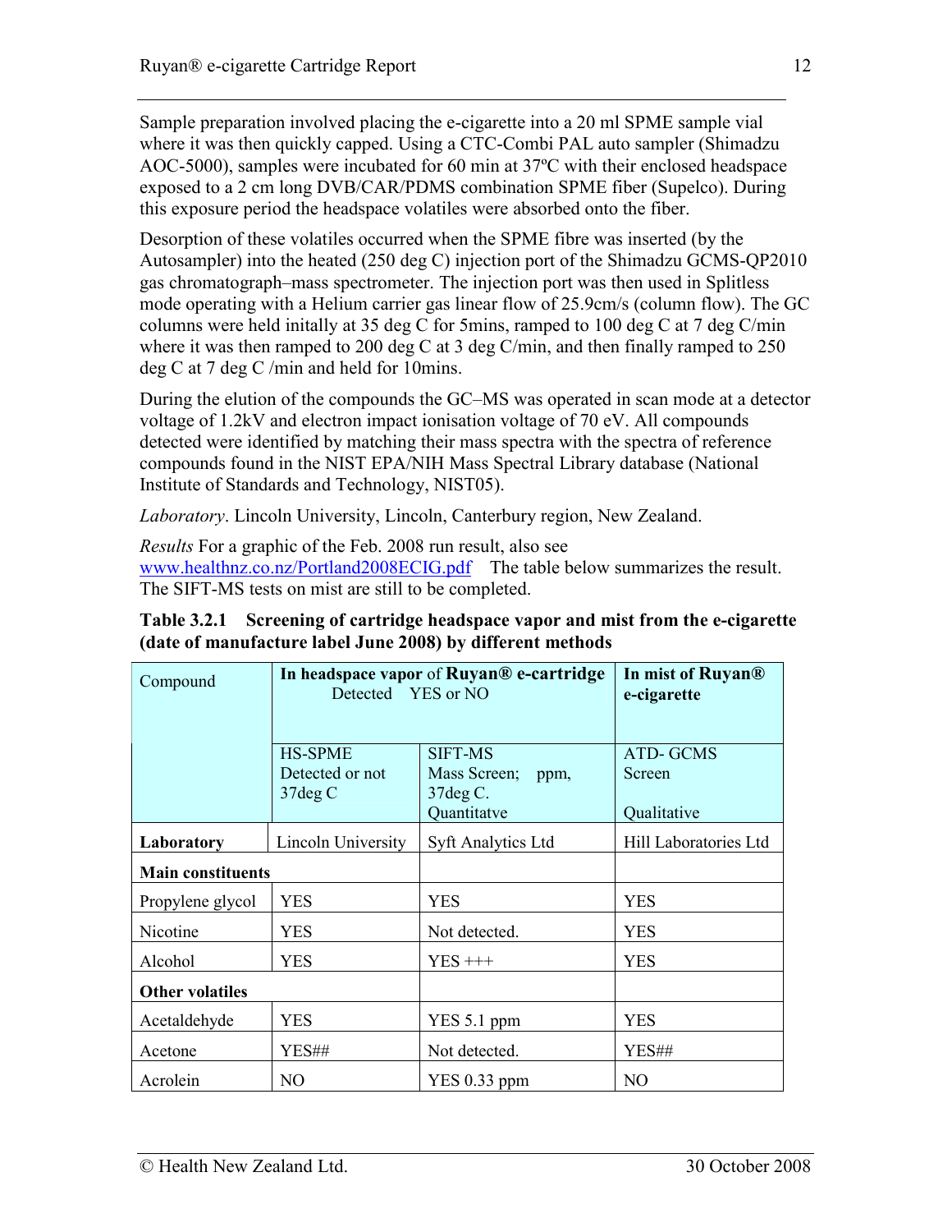Sample preparation involved placing the e-cigarette into a 20 ml SPME sample vial where it was then quickly capped. Using a CTC-Combi PAL auto sampler (Shimadzu AOC-5000), samples were incubated for 60 min at 37ºC with their enclosed headspace exposed to a 2 cm long DVB/CAR/PDMS combination SPME fiber (Supelco). During this exposure period the headspace volatiles were absorbed onto the fiber.

Desorption of these volatiles occurred when the SPME fibre was inserted (by the Autosampler) into the heated (250 deg C) injection port of the Shimadzu GCMS-QP2010 gas chromatograph–mass spectrometer. The injection port was then used in Splitless mode operating with a Helium carrier gas linear flow of 25.9cm/s (column flow). The GC columns were held initally at 35 deg C for 5mins, ramped to 100 deg C at 7 deg C/min where it was then ramped to 200 deg C at 3 deg C/min, and then finally ramped to 250 deg C at 7 deg C /min and held for 10mins.

During the elution of the compounds the GC–MS was operated in scan mode at a detector voltage of 1.2kV and electron impact ionisation voltage of 70 eV. All compounds detected were identified by matching their mass spectra with the spectra of reference compounds found in the NIST EPA/NIH Mass Spectral Library database (National Institute of Standards and Technology, NIST05).

*Laboratory*. Lincoln University, Lincoln, Canterbury region, New Zealand.

*Results* For a graphic of the Feb. 2008 run result, also see www.healthnz.co.nz/Portland2008ECIG.pdf The table below summarizes the result. The SIFT-MS tests on mist are still to be completed.

**Table 3.2.1 Screening of cartridge headspace vapor and mist from the e-cigarette (date of manufacture label June 2008) by different methods**

| Compound | **In headspace vapor** of **Ruyan® e-cartridge** Detected YES or NO | | **In mist of Ruyan® e-cigarette** |
|---|---|---|---|
| | HS-SPME Detected or not 37deg C | SIFT-MS Mass Screen; ppm, 37deg C. Quantitatve | ATD- GCMS Screen Qualitative |
| **Laboratory** | Lincoln University | Syft Analytics Ltd | Hill Laboratories Ltd |
| **Main constituents** | | | |
| Propylene glycol | YES | YES | YES |
| Nicotine | YES | Not detected. | YES |
| Alcohol | YES | YES +++ | YES |
| **Other volatiles** | | | |
| Acetaldehyde | YES | YES 5.1 ppm | YES |
| Acetone | YES## | Not detected. | YES## |
| Acrolein | NO | YES 0.33 ppm | NO |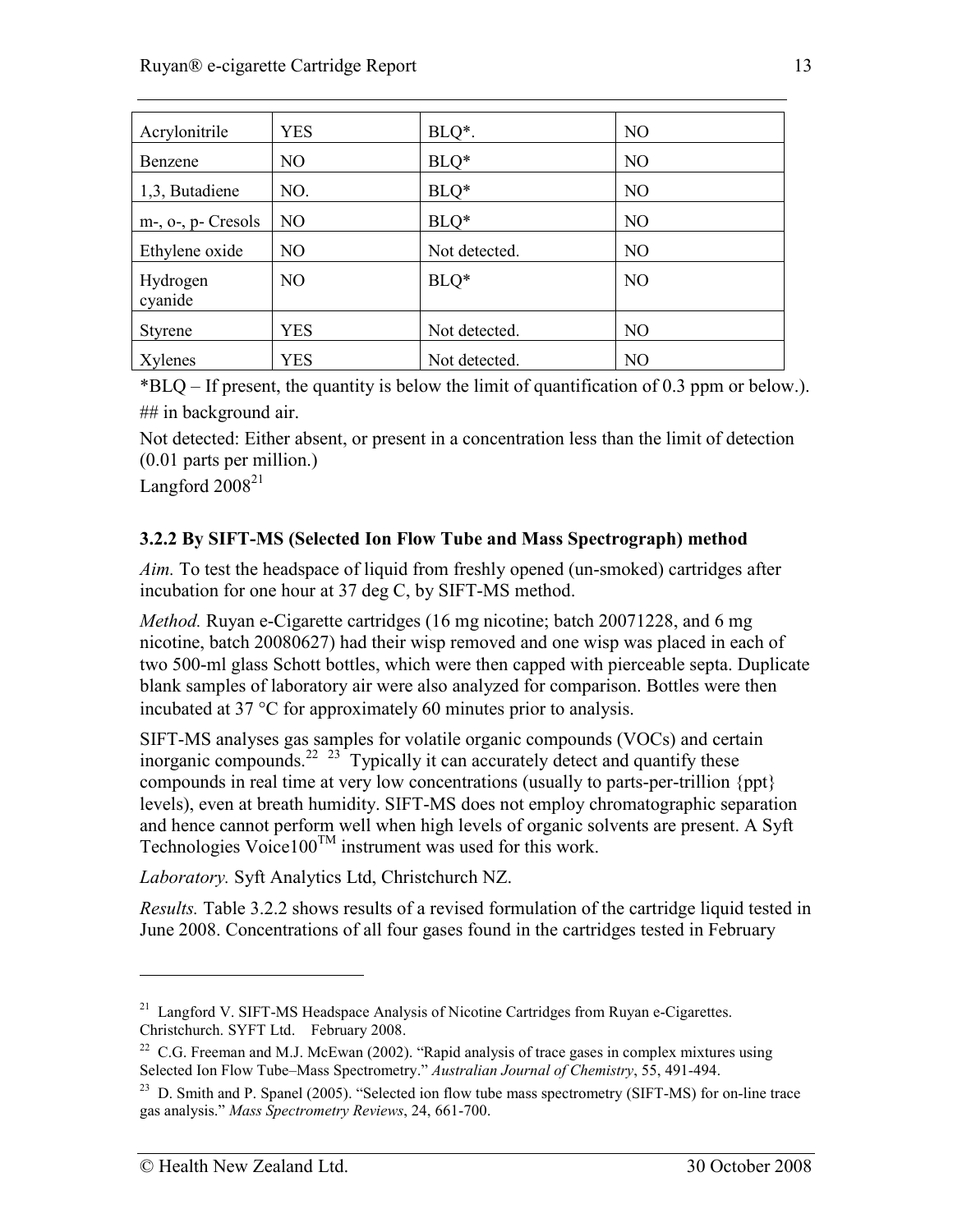| Acrylonitrile | YES | BLQ*. | NO |
|---|---|---|---|
| Benzene | NO | BLQ* | NO |
| 1,3, Butadiene | NO. | BLQ* | NO |
| m-, o-, p- Cresols | NO | BLQ* | NO |
| Ethylene oxide | NO | Not detected. | NO |
| Hydrogen cyanide | NO | BLQ* | NO |
| Styrene | YES | Not detected. | NO |
| Xylenes | YES | Not detected. | NO |

*BLQ – If present, the quantity is below the limit of quantification of 0.3 ppm or below.).

## in background air.

Not detected: Either absent, or present in a concentration less than the limit of detection (0.01 parts per million.)

Langford 2008[21]

### 3.2.2 By SIFT-MS (Selected Ion Flow Tube and Mass Spectrograph) method

*Aim.* To test the headspace of liquid from freshly opened (un-smoked) cartridges after incubation for one hour at 37 deg C, by SIFT-MS method.

*Method.* Ruyan e-Cigarette cartridges (16 mg nicotine; batch 20071228, and 6 mg nicotine, batch 20080627) had their wisp removed and one wisp was placed in each of two 500-ml glass Schott bottles, which were then capped with pierceable septa. Duplicate blank samples of laboratory air were also analyzed for comparison. Bottles were then incubated at 37 °C for approximately 60 minutes prior to analysis.

SIFT-MS analyses gas samples for volatile organic compounds (VOCs) and certain inorganic compounds.[22] [23] Typically it can accurately detect and quantify these compounds in real time at very low concentrations (usually to parts-per-trillion {ppt} levels), even at breath humidity. SIFT-MS does not employ chromatographic separation and hence cannot perform well when high levels of organic solvents are present. A Syft Technologies Voice100™ instrument was used for this work.

*Laboratory.* Syft Analytics Ltd, Christchurch NZ.

*Results.* Table 3.2.2 shows results of a revised formulation of the cartridge liquid tested in June 2008. Concentrations of all four gases found in the cartridges tested in February

---

[21] Langford V. SIFT-MS Headspace Analysis of Nicotine Cartridges from Ruyan e-Cigarettes. Christchurch. SYFT Ltd. February 2008.

[22] C.G. Freeman and M.J. McEwan (2002). "Rapid analysis of trace gases in complex mixtures using Selected Ion Flow Tube–Mass Spectrometry." *Australian Journal of Chemistry*, 55, 491-494.

[23] D. Smith and P. Spanel (2005). "Selected ion flow tube mass spectrometry (SIFT-MS) for on-line trace gas analysis." *Mass Spectrometry Reviews*, 24, 661-700.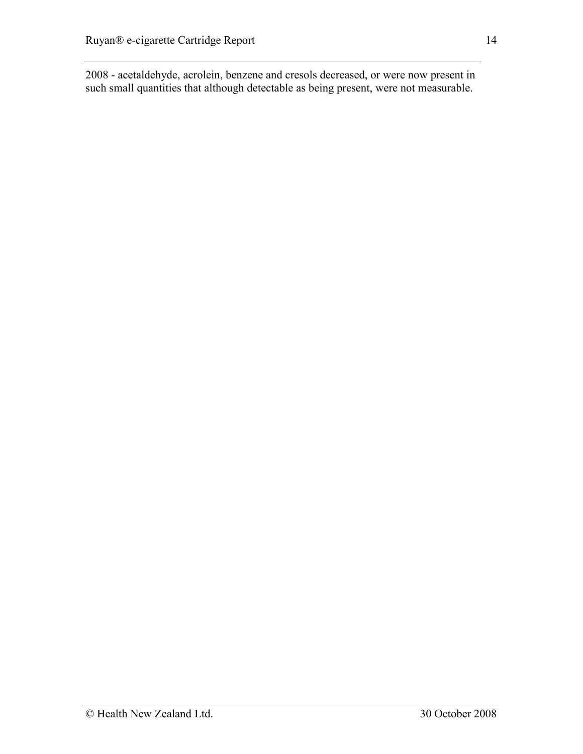2008 - acetaldehyde, acrolein, benzene and cresols decreased, or were now present in such small quantities that although detectable as being present, were not measurable.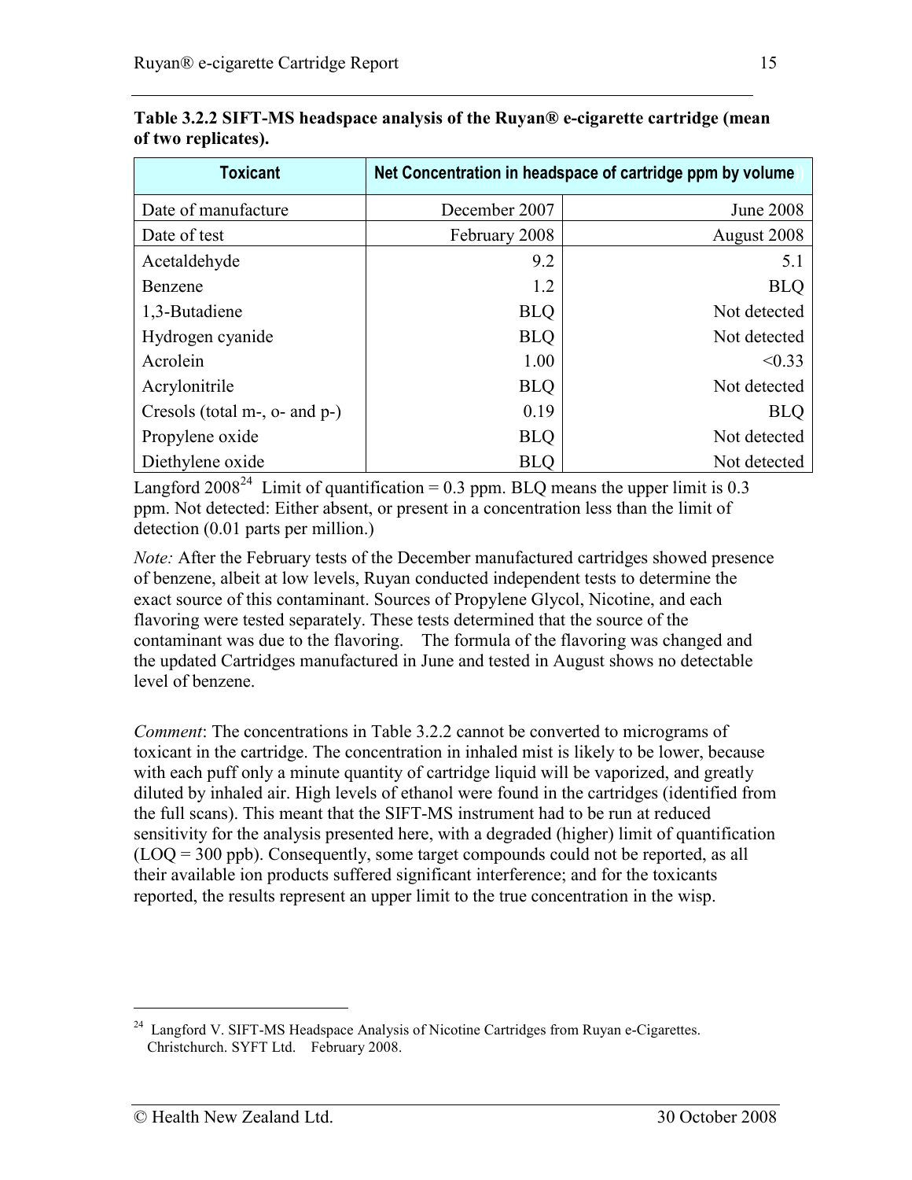**Table 3.2.2 SIFT-MS headspace analysis of the Ruyan® e-cigarette cartridge (mean of two replicates).**

| Toxicant | Net Concentration in headspace of cartridge ppm by volume | |
|---|---|---|
| Date of manufacture | December 2007 | June 2008 |
| Date of test | February 2008 | August 2008 |
| Acetaldehyde | 9.2 | 5.1 |
| Benzene | 1.2 | BLQ |
| 1,3-Butadiene | BLQ | Not detected |
| Hydrogen cyanide | BLQ | Not detected |
| Acrolein | 1.00 | <0.33 |
| Acrylonitrile | BLQ | Not detected |
| Cresols (total m-, o- and p-) | 0.19 | BLQ |
| Propylene oxide | BLQ | Not detected |
| Diethylene oxide | BLQ | Not detected |

Langford 2008[24] Limit of quantification = 0.3 ppm. BLQ means the upper limit is 0.3 ppm. Not detected: Either absent, or present in a concentration less than the limit of detection (0.01 parts per million.)

*Note:* After the February tests of the December manufactured cartridges showed presence of benzene, albeit at low levels, Ruyan conducted independent tests to determine the exact source of this contaminant. Sources of Propylene Glycol, Nicotine, and each flavoring were tested separately. These tests determined that the source of the contaminant was due to the flavoring. The formula of the flavoring was changed and the updated Cartridges manufactured in June and tested in August shows no detectable level of benzene.

*Comment*: The concentrations in Table 3.2.2 cannot be converted to micrograms of toxicant in the cartridge. The concentration in inhaled mist is likely to be lower, because with each puff only a minute quantity of cartridge liquid will be vaporized, and greatly diluted by inhaled air. High levels of ethanol were found in the cartridges (identified from the full scans). This meant that the SIFT-MS instrument had to be run at reduced sensitivity for the analysis presented here, with a degraded (higher) limit of quantification (LOQ = 300 ppb). Consequently, some target compounds could not be reported, as all their available ion products suffered significant interference; and for the toxicants reported, the results represent an upper limit to the true concentration in the wisp.

---

[24] Langford V. SIFT-MS Headspace Analysis of Nicotine Cartridges from Ruyan e-Cigarettes. Christchurch. SYFT Ltd. February 2008.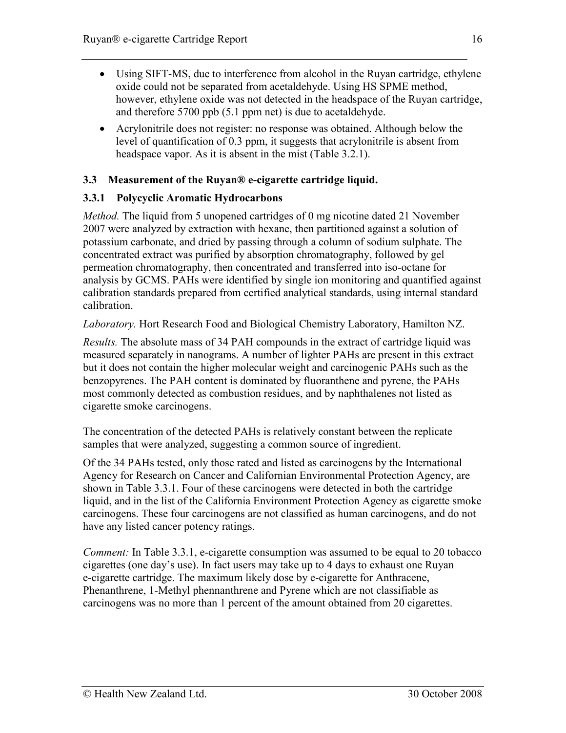- Using SIFT-MS, due to interference from alcohol in the Ruyan cartridge, ethylene oxide could not be separated from acetaldehyde. Using HS SPME method, however, ethylene oxide was not detected in the headspace of the Ruyan cartridge, and therefore 5700 ppb (5.1 ppm net) is due to acetaldehyde.
- Acrylonitrile does not register: no response was obtained. Although below the level of quantification of 0.3 ppm, it suggests that acrylonitrile is absent from headspace vapor. As it is absent in the mist (Table 3.2.1).

## 3.3 Measurement of the Ruyan® e-cigarette cartridge liquid.

### 3.3.1 Polycyclic Aromatic Hydrocarbons

*Method.* The liquid from 5 unopened cartridges of 0 mg nicotine dated 21 November 2007 were analyzed by extraction with hexane, then partitioned against a solution of potassium carbonate, and dried by passing through a column of sodium sulphate. The concentrated extract was purified by absorption chromatography, followed by gel permeation chromatography, then concentrated and transferred into iso-octane for analysis by GCMS. PAHs were identified by single ion monitoring and quantified against calibration standards prepared from certified analytical standards, using internal standard calibration.

*Laboratory.* Hort Research Food and Biological Chemistry Laboratory, Hamilton NZ.

*Results.* The absolute mass of 34 PAH compounds in the extract of cartridge liquid was measured separately in nanograms. A number of lighter PAHs are present in this extract but it does not contain the higher molecular weight and carcinogenic PAHs such as the benzopyrenes. The PAH content is dominated by fluoranthene and pyrene, the PAHs most commonly detected as combustion residues, and by naphthalenes not listed as cigarette smoke carcinogens.

The concentration of the detected PAHs is relatively constant between the replicate samples that were analyzed, suggesting a common source of ingredient.

Of the 34 PAHs tested, only those rated and listed as carcinogens by the International Agency for Research on Cancer and Californian Environmental Protection Agency, are shown in Table 3.3.1. Four of these carcinogens were detected in both the cartridge liquid, and in the list of the California Environment Protection Agency as cigarette smoke carcinogens. These four carcinogens are not classified as human carcinogens, and do not have any listed cancer potency ratings.

*Comment:* In Table 3.3.1, e-cigarette consumption was assumed to be equal to 20 tobacco cigarettes (one day's use). In fact users may take up to 4 days to exhaust one Ruyan e-cigarette cartridge. The maximum likely dose by e-cigarette for Anthracene, Phenanthrene, 1-Methyl phennanthrene and Pyrene which are not classifiable as carcinogens was no more than 1 percent of the amount obtained from 20 cigarettes.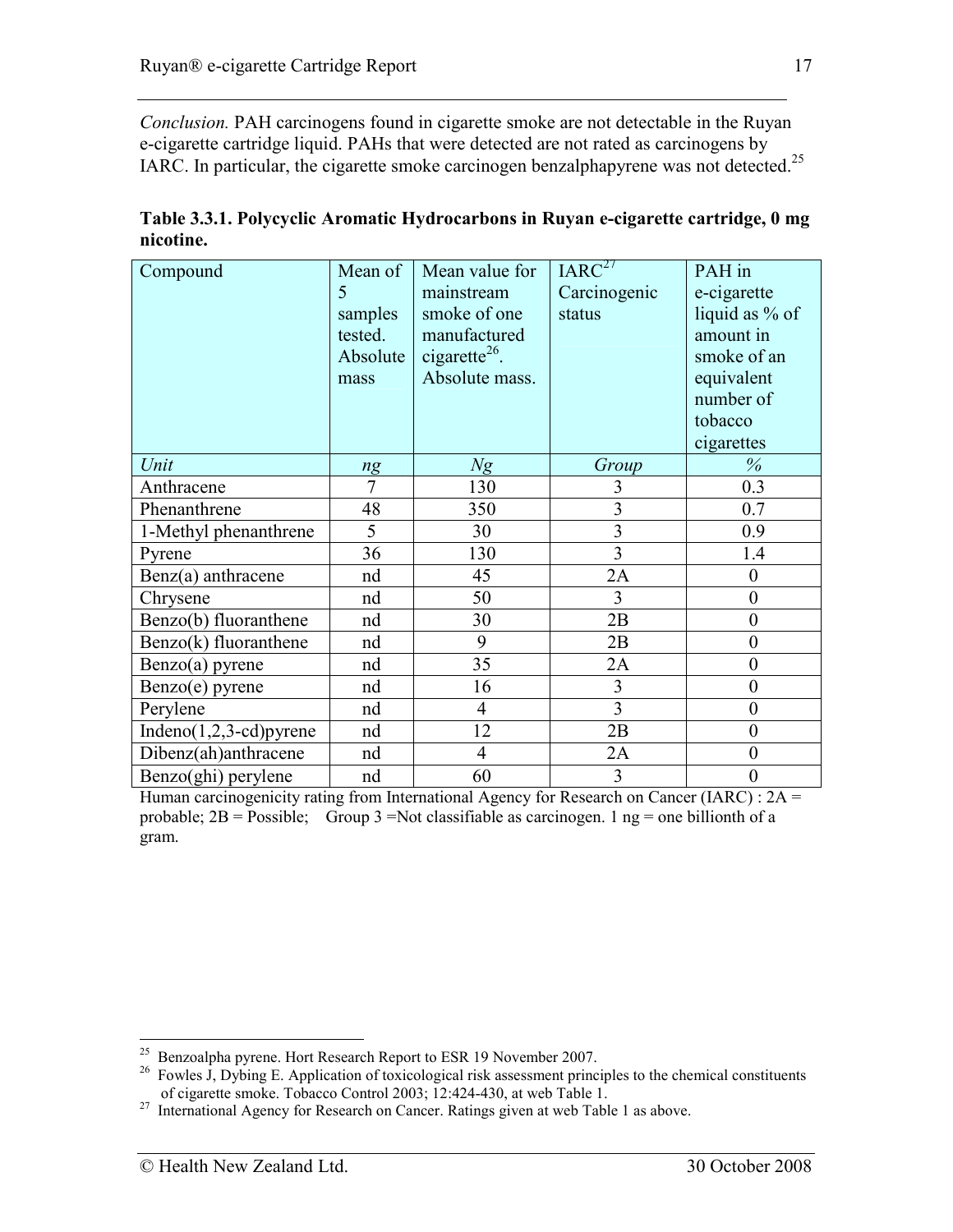*Conclusion.* PAH carcinogens found in cigarette smoke are not detectable in the Ruyan e-cigarette cartridge liquid. PAHs that were detected are not rated as carcinogens by IARC. In particular, the cigarette smoke carcinogen benzalphapyrene was not detected.[25]

**Table 3.3.1. Polycyclic Aromatic Hydrocarbons in Ruyan e-cigarette cartridge, 0 mg nicotine.**

| Compound | Mean of 5 samples tested. Absolute mass | Mean value for mainstream smoke of one manufactured cigarette[26]. Absolute mass. | IARC[27] Carcinogenic status | PAH in e-cigarette liquid as % of amount in smoke of an equivalent number of tobacco cigarettes |
|---|---|---|---|---|
| *Unit* | *ng* | *Ng* | *Group* | *%* |
| Anthracene | 7 | 130 | 3 | 0.3 |
| Phenanthrene | 48 | 350 | 3 | 0.7 |
| 1-Methyl phenanthrene | 5 | 30 | 3 | 0.9 |
| Pyrene | 36 | 130 | 3 | 1.4 |
| Benz(a) anthracene | nd | 45 | 2A | 0 |
| Chrysene | nd | 50 | 3 | 0 |
| Benzo(b) fluoranthene | nd | 30 | 2B | 0 |
| Benzo(k) fluoranthene | nd | 9 | 2B | 0 |
| Benzo(a) pyrene | nd | 35 | 2A | 0 |
| Benzo(e) pyrene | nd | 16 | 3 | 0 |
| Perylene | nd | 4 | 3 | 0 |
| Indeno(1,2,3-cd)pyrene | nd | 12 | 2B | 0 |
| Dibenz(ah)anthracene | nd | 4 | 2A | 0 |
| Benzo(ghi) perylene | nd | 60 | 3 | 0 |

Human carcinogenicity rating from International Agency for Research on Cancer (IARC) : 2A = probable; 2B = Possible; Group 3 =Not classifiable as carcinogen. 1 ng = one billionth of a gram.

---

[25] Benzoalpha pyrene. Hort Research Report to ESR 19 November 2007.

[26] Fowles J, Dybing E. Application of toxicological risk assessment principles to the chemical constituents of cigarette smoke. Tobacco Control 2003; 12:424-430, at web Table 1.

[27] International Agency for Research on Cancer. Ratings given at web Table 1 as above.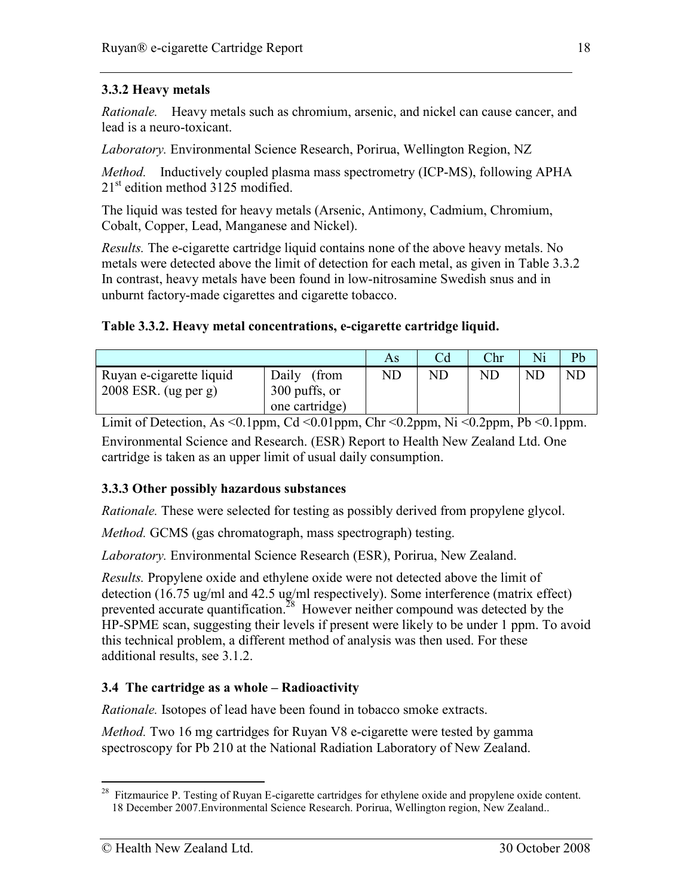### 3.3.2 Heavy metals

*Rationale.* Heavy metals such as chromium, arsenic, and nickel can cause cancer, and lead is a neuro-toxicant.

*Laboratory.* Environmental Science Research, Porirua, Wellington Region, NZ

*Method.* Inductively coupled plasma mass spectrometry (ICP-MS), following APHA 21st edition method 3125 modified.

The liquid was tested for heavy metals (Arsenic, Antimony, Cadmium, Chromium, Cobalt, Copper, Lead, Manganese and Nickel).

*Results.* The e-cigarette cartridge liquid contains none of the above heavy metals. No metals were detected above the limit of detection for each metal, as given in Table 3.3.2 In contrast, heavy metals have been found in low-nitrosamine Swedish snus and in unburnt factory-made cigarettes and cigarette tobacco.

**Table 3.3.2. Heavy metal concentrations, e-cigarette cartridge liquid.**

| | | As | Cd | Chr | Ni | Pb |
|---|---|---|---|---|---|---|
| Ruyan e-cigarette liquid 2008 ESR. (ug per g) | Daily (from 300 puffs, or one cartridge) | ND | ND | ND | ND | ND |

Limit of Detection, As <0.1ppm, Cd <0.01ppm, Chr <0.2ppm, Ni <0.2ppm, Pb <0.1ppm.

Environmental Science and Research. (ESR) Report to Health New Zealand Ltd. One cartridge is taken as an upper limit of usual daily consumption.

### 3.3.3 Other possibly hazardous substances

*Rationale.* These were selected for testing as possibly derived from propylene glycol.

*Method.* GCMS (gas chromatograph, mass spectrograph) testing.

*Laboratory.* Environmental Science Research (ESR), Porirua, New Zealand.

*Results.* Propylene oxide and ethylene oxide were not detected above the limit of detection (16.75 ug/ml and 42.5 ug/ml respectively). Some interference (matrix effect) prevented accurate quantification.[28] However neither compound was detected by the HP-SPME scan, suggesting their levels if present were likely to be under 1 ppm. To avoid this technical problem, a different method of analysis was then used. For these additional results, see 3.1.2.

## 3.4 The cartridge as a whole – Radioactivity

*Rationale.* Isotopes of lead have been found in tobacco smoke extracts.

*Method.* Two 16 mg cartridges for Ruyan V8 e-cigarette were tested by gamma spectroscopy for Pb 210 at the National Radiation Laboratory of New Zealand.

---

[28] Fitzmaurice P. Testing of Ruyan E-cigarette cartridges for ethylene oxide and propylene oxide content. 18 December 2007.Environmental Science Research. Porirua, Wellington region, New Zealand..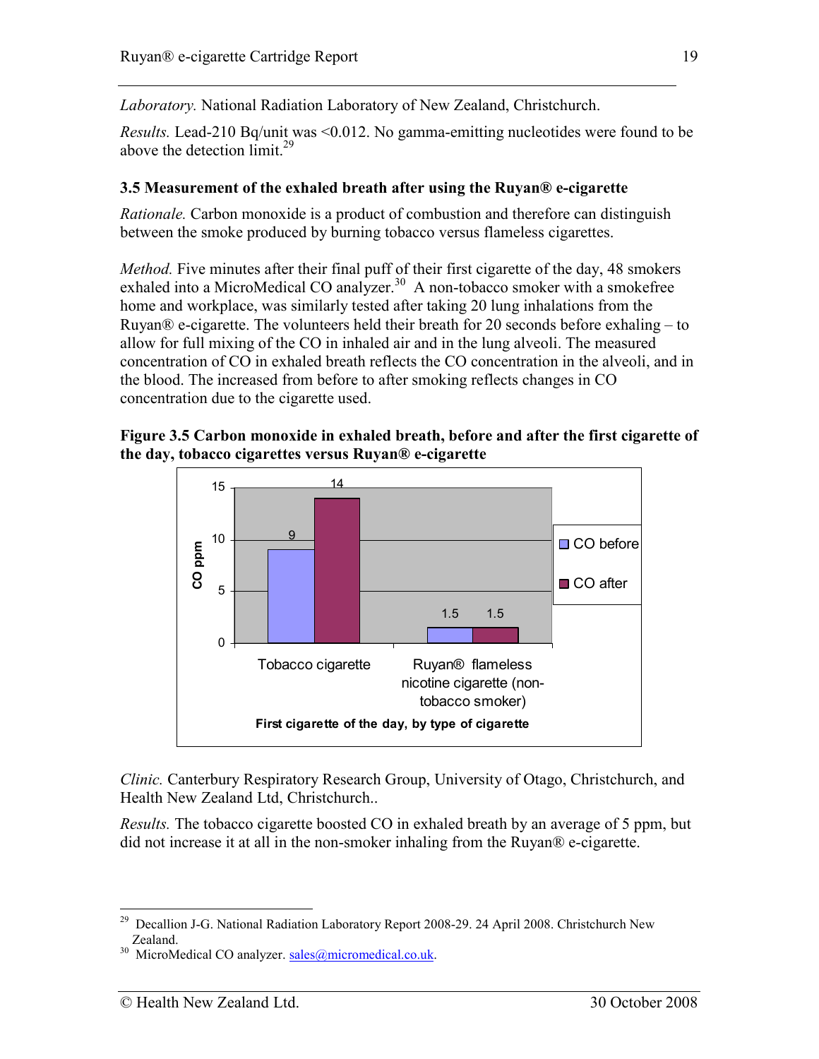*Laboratory.* National Radiation Laboratory of New Zealand, Christchurch.

*Results.* Lead-210 Bq/unit was <0.012. No gamma-emitting nucleotides were found to be above the detection limit.[29]

### 3.5 Measurement of the exhaled breath after using the Ruyan® e-cigarette

*Rationale.* Carbon monoxide is a product of combustion and therefore can distinguish between the smoke produced by burning tobacco versus flameless cigarettes.

*Method.* Five minutes after their final puff of their first cigarette of the day, 48 smokers exhaled into a MicroMedical CO analyzer.[30] A non-tobacco smoker with a smokefree home and workplace, was similarly tested after taking 20 lung inhalations from the Ruyan® e-cigarette. The volunteers held their breath for 20 seconds before exhaling – to allow for full mixing of the CO in inhaled air and in the lung alveoli. The measured concentration of CO in exhaled breath reflects the CO concentration in the alveoli, and in the blood. The increased from before to after smoking reflects changes in CO concentration due to the cigarette used.

**Figure 3.5 Carbon monoxide in exhaled breath, before and after the first cigarette of the day, tobacco cigarettes versus Ruyan® e-cigarette**

| First cigarette of the day, by type of cigarette | CO before (ppm) | CO after (ppm) |
|---|---|---|
| Tobacco cigarette | 9 | 14 |
| Ruyan® flameless nicotine cigarette (non-tobacco smoker) | 1.5 | 1.5 |

*Clinic.* Canterbury Respiratory Research Group, University of Otago, Christchurch, and Health New Zealand Ltd, Christchurch..

*Results.* The tobacco cigarette boosted CO in exhaled breath by an average of 5 ppm, but did not increase it at all in the non-smoker inhaling from the Ruyan® e-cigarette.

---

[29] Decallion J-G. National Radiation Laboratory Report 2008-29. 24 April 2008. Christchurch New Zealand.

[30] MicroMedical CO analyzer. sales@micromedical.co.uk.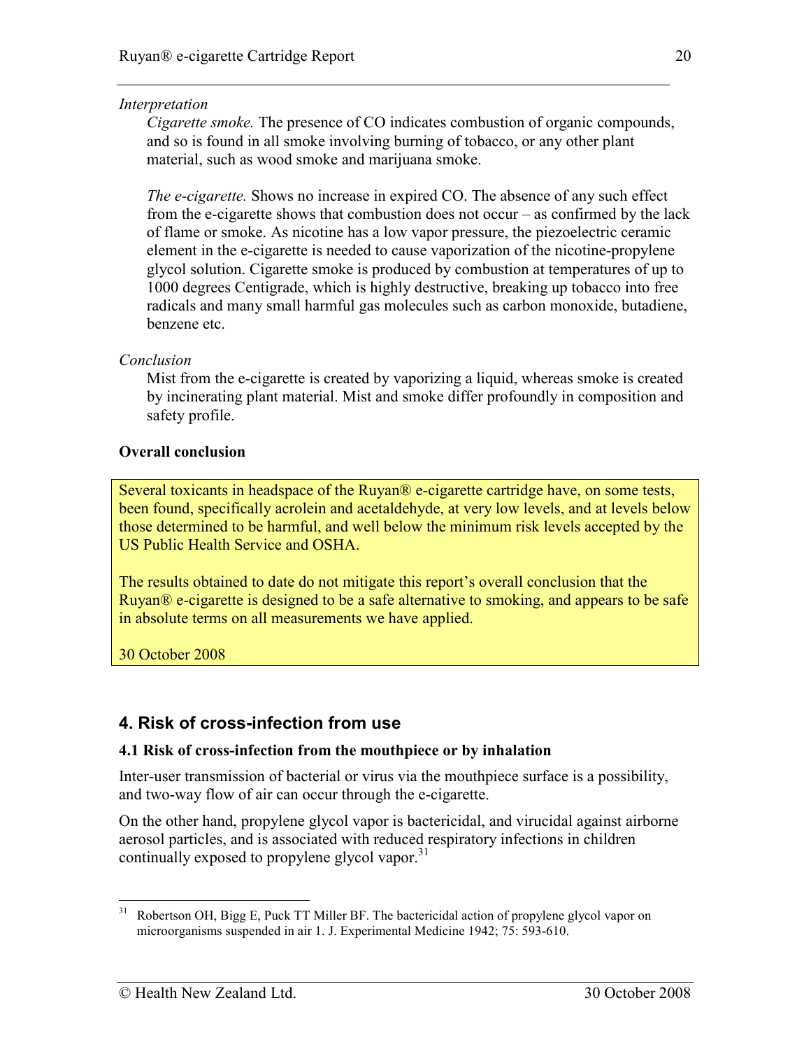*Interpretation*

*Cigarette smoke.* The presence of CO indicates combustion of organic compounds, and so is found in all smoke involving burning of tobacco, or any other plant material, such as wood smoke and marijuana smoke.

*The e-cigarette.* Shows no increase in expired CO. The absence of any such effect from the e-cigarette shows that combustion does not occur – as confirmed by the lack of flame or smoke. As nicotine has a low vapor pressure, the piezoelectric ceramic element in the e-cigarette is needed to cause vaporization of the nicotine-propylene glycol solution. Cigarette smoke is produced by combustion at temperatures of up to 1000 degrees Centigrade, which is highly destructive, breaking up tobacco into free radicals and many small harmful gas molecules such as carbon monoxide, butadiene, benzene etc.

*Conclusion*

Mist from the e-cigarette is created by vaporizing a liquid, whereas smoke is created by incinerating plant material. Mist and smoke differ profoundly in composition and safety profile.

**Overall conclusion**

Several toxicants in headspace of the Ruyan® e-cigarette cartridge have, on some tests, been found, specifically acrolein and acetaldehyde, at very low levels, and at levels below those determined to be harmful, and well below the minimum risk levels accepted by the US Public Health Service and OSHA.

The results obtained to date do not mitigate this report's overall conclusion that the Ruyan® e-cigarette is designed to be a safe alternative to smoking, and appears to be safe in absolute terms on all measurements we have applied.

30 October 2008

## 4. Risk of cross-infection from use

### 4.1 Risk of cross-infection from the mouthpiece or by inhalation

Inter-user transmission of bacterial or virus via the mouthpiece surface is a possibility, and two-way flow of air can occur through the e-cigarette.

On the other hand, propylene glycol vapor is bactericidal, and virucidal against airborne aerosol particles, and is associated with reduced respiratory infections in children continually exposed to propylene glycol vapor.[31]

[31] Robertson OH, Bigg E, Puck TT Miller BF. The bactericidal action of propylene glycol vapor on microorganisms suspended in air 1. J. Experimental Medicine 1942; 75: 593-610.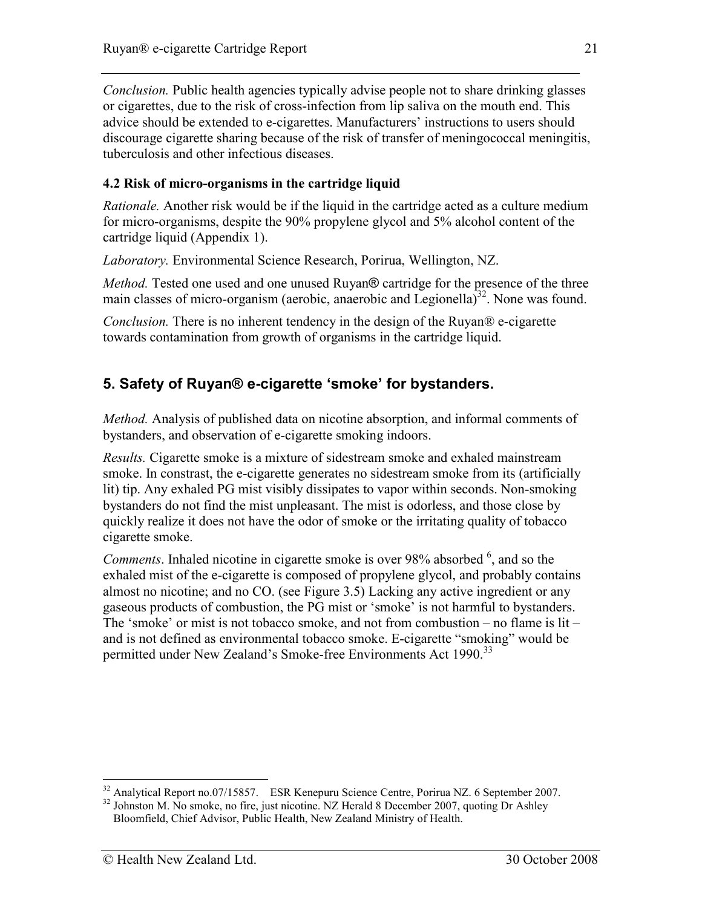*Conclusion.* Public health agencies typically advise people not to share drinking glasses or cigarettes, due to the risk of cross-infection from lip saliva on the mouth end. This advice should be extended to e-cigarettes. Manufacturers' instructions to users should discourage cigarette sharing because of the risk of transfer of meningococcal meningitis, tuberculosis and other infectious diseases.

### 4.2 Risk of micro-organisms in the cartridge liquid

*Rationale.* Another risk would be if the liquid in the cartridge acted as a culture medium for micro-organisms, despite the 90% propylene glycol and 5% alcohol content of the cartridge liquid (Appendix 1).

*Laboratory.* Environmental Science Research, Porirua, Wellington, NZ.

*Method.* Tested one used and one unused Ruyan® cartridge for the presence of the three main classes of micro-organism (aerobic, anaerobic and Legionella)[32]. None was found.

*Conclusion.* There is no inherent tendency in the design of the Ruyan® e-cigarette towards contamination from growth of organisms in the cartridge liquid.

## 5. Safety of Ruyan® e-cigarette 'smoke' for bystanders.

*Method.* Analysis of published data on nicotine absorption, and informal comments of bystanders, and observation of e-cigarette smoking indoors.

*Results.* Cigarette smoke is a mixture of sidestream smoke and exhaled mainstream smoke. In constrast, the e-cigarette generates no sidestream smoke from its (artificially lit) tip. Any exhaled PG mist visibly dissipates to vapor within seconds. Non-smoking bystanders do not find the mist unpleasant. The mist is odorless, and those close by quickly realize it does not have the odor of smoke or the irritating quality of tobacco cigarette smoke.

*Comments*. Inhaled nicotine in cigarette smoke is over 98% absorbed [6], and so the exhaled mist of the e-cigarette is composed of propylene glycol, and probably contains almost no nicotine; and no CO. (see Figure 3.5) Lacking any active ingredient or any gaseous products of combustion, the PG mist or 'smoke' is not harmful to bystanders. The 'smoke' or mist is not tobacco smoke, and not from combustion – no flame is lit – and is not defined as environmental tobacco smoke. E-cigarette "smoking" would be permitted under New Zealand's Smoke-free Environments Act 1990.[33]

---

[32] Analytical Report no.07/15857. ESR Kenepuru Science Centre, Porirua NZ. 6 September 2007.

[32] Johnston M. No smoke, no fire, just nicotine. NZ Herald 8 December 2007, quoting Dr Ashley Bloomfield, Chief Advisor, Public Health, New Zealand Ministry of Health.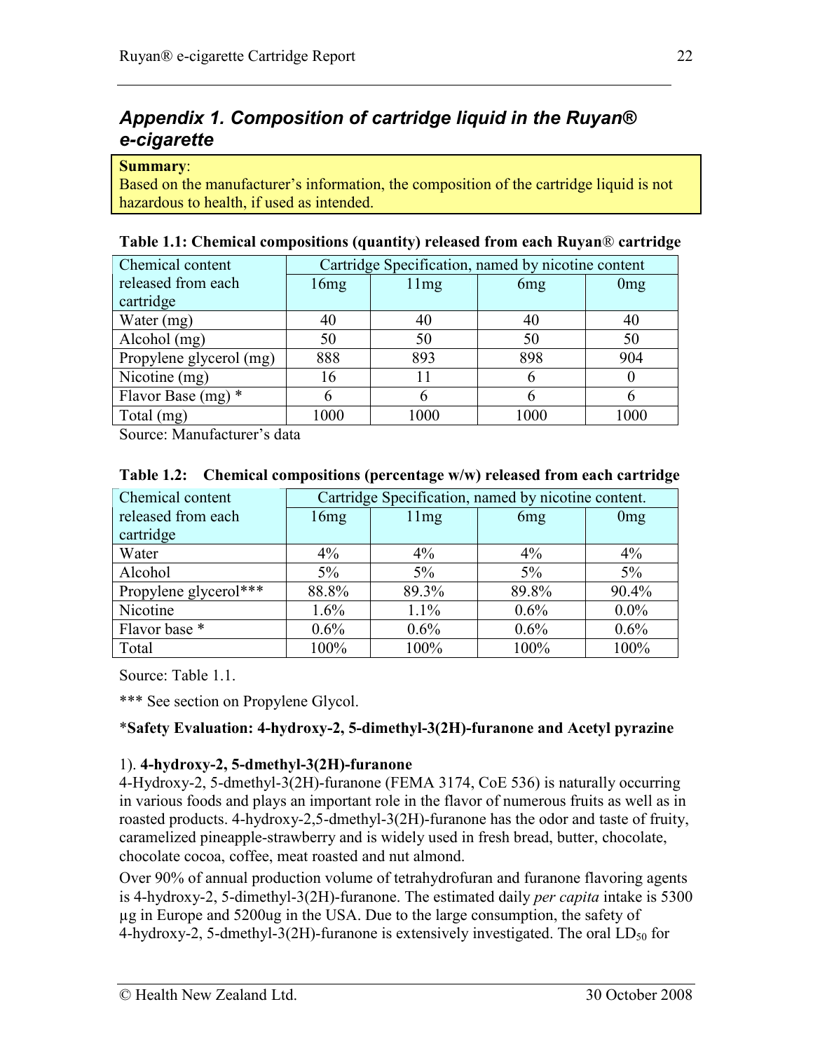## *Appendix 1. Composition of cartridge liquid in the Ruyan® e-cigarette*

**Summary**:
Based on the manufacturer's information, the composition of the cartridge liquid is not hazardous to health, if used as intended.

**Table 1.1: Chemical compositions (quantity) released from each Ruyan® cartridge**

| Chemical content released from each cartridge | Cartridge Specification, named by nicotine content | | | |
|---|---|---|---|---|
| | 16mg | 11mg | 6mg | 0mg |
| Water (mg) | 40 | 40 | 40 | 40 |
| Alcohol (mg) | 50 | 50 | 50 | 50 |
| Propylene glycerol (mg) | 888 | 893 | 898 | 904 |
| Nicotine (mg) | 16 | 11 | 6 | 0 |
| Flavor Base (mg) * | 6 | 6 | 6 | 6 |
| Total (mg) | 1000 | 1000 | 1000 | 1000 |

Source: Manufacturer's data

**Table 1.2: Chemical compositions (percentage w/w) released from each cartridge**

| Chemical content released from each cartridge | Cartridge Specification, named by nicotine content. | | | |
|---|---|---|---|---|
| | 16mg | 11mg | 6mg | 0mg |
| Water | 4% | 4% | 4% | 4% |
| Alcohol | 5% | 5% | 5% | 5% |
| Propylene glycerol*** | 88.8% | 89.3% | 89.8% | 90.4% |
| Nicotine | 1.6% | 1.1% | 0.6% | 0.0% |
| Flavor base * | 0.6% | 0.6% | 0.6% | 0.6% |
| Total | 100% | 100% | 100% | 100% |

Source: Table 1.1.

*** See section on Propylene Glycol.

***Safety Evaluation: 4-hydroxy-2, 5-dimethyl-3(2H)-furanone and Acetyl pyrazine**

1). **4-hydroxy-2, 5-dmethyl-3(2H)-furanone**
4-Hydroxy-2, 5-dmethyl-3(2H)-furanone (FEMA 3174, CoE 536) is naturally occurring in various foods and plays an important role in the flavor of numerous fruits as well as in roasted products. 4-hydroxy-2,5-dmethyl-3(2H)-furanone has the odor and taste of fruity, caramelized pineapple-strawberry and is widely used in fresh bread, butter, chocolate, chocolate cocoa, coffee, meat roasted and nut almond.

Over 90% of annual production volume of tetrahydrofuran and furanone flavoring agents is 4-hydroxy-2, 5-dimethyl-3(2H)-furanone. The estimated daily *per capita* intake is 5300 µg in Europe and 5200ug in the USA. Due to the large consumption, the safety of 4-hydroxy-2, 5-dmethyl-3(2H)-furanone is extensively investigated. The oral $LD_{50}$ for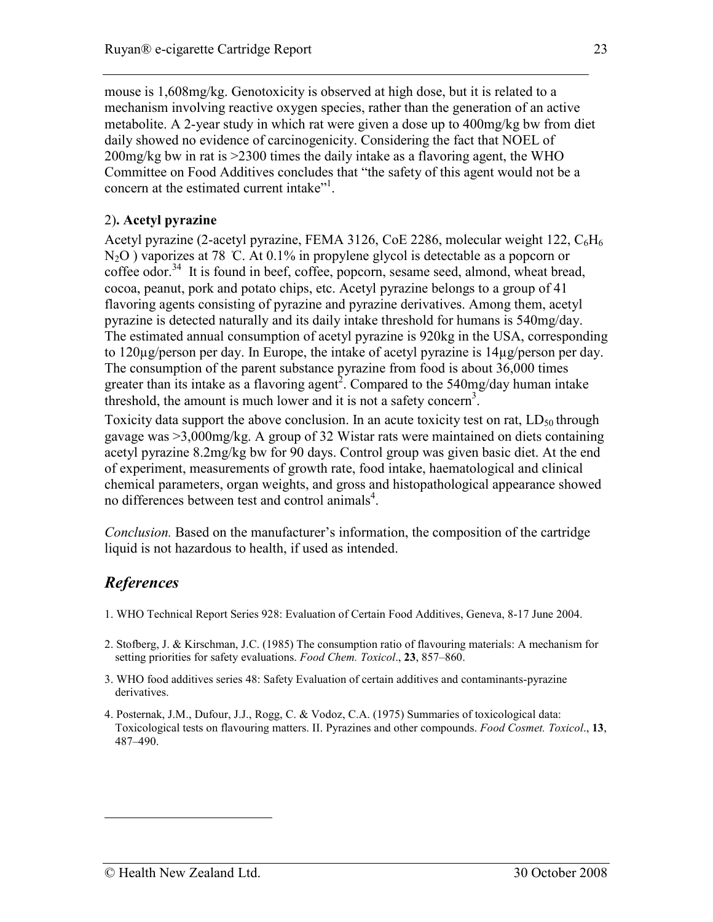mouse is 1,608mg/kg. Genotoxicity is observed at high dose, but it is related to a mechanism involving reactive oxygen species, rather than the generation of an active metabolite. A 2-year study in which rat were given a dose up to 400mg/kg bw from diet daily showed no evidence of carcinogenicity. Considering the fact that NOEL of 200mg/kg bw in rat is >2300 times the daily intake as a flavoring agent, the WHO Committee on Food Additives concludes that "the safety of this agent would not be a concern at the estimated current intake"[1].

2**). Acetyl pyrazine**

Acetyl pyrazine (2-acetyl pyrazine, FEMA 3126, CoE 2286, molecular weight 122, $C_6H_6N_2O$ ) vaporizes at 78 ℃. At 0.1% in propylene glycol is detectable as a popcorn or coffee odor.[34] It is found in beef, coffee, popcorn, sesame seed, almond, wheat bread, cocoa, peanut, pork and potato chips, etc. Acetyl pyrazine belongs to a group of 41 flavoring agents consisting of pyrazine and pyrazine derivatives. Among them, acetyl pyrazine is detected naturally and its daily intake threshold for humans is 540mg/day. The estimated annual consumption of acetyl pyrazine is 920kg in the USA, corresponding to 120µg/person per day. In Europe, the intake of acetyl pyrazine is 14µg/person per day. The consumption of the parent substance pyrazine from food is about 36,000 times greater than its intake as a flavoring agent[2]. Compared to the 540mg/day human intake threshold, the amount is much lower and it is not a safety concern[3].

Toxicity data support the above conclusion. In an acute toxicity test on rat, $LD_{50}$ through gavage was >3,000mg/kg. A group of 32 Wistar rats were maintained on diets containing acetyl pyrazine 8.2mg/kg bw for 90 days. Control group was given basic diet. At the end of experiment, measurements of growth rate, food intake, haematological and clinical chemical parameters, organ weights, and gross and histopathological appearance showed no differences between test and control animals[4].

*Conclusion.* Based on the manufacturer's information, the composition of the cartridge liquid is not hazardous to health, if used as intended.

## *References*

1. WHO Technical Report Series 928: Evaluation of Certain Food Additives, Geneva, 8-17 June 2004.
2. Stofberg, J. & Kirschman, J.C. (1985) The consumption ratio of flavouring materials: A mechanism for setting priorities for safety evaluations. *Food Chem. Toxicol*., **23**, 857–860.
3. WHO food additives series 48: Safety Evaluation of certain additives and contaminants-pyrazine derivatives.
4. Posternak, J.M., Dufour, J.J., Rogg, C. & Vodoz, C.A. (1975) Summaries of toxicological data: Toxicological tests on flavouring matters. II. Pyrazines and other compounds. *Food Cosmet. Toxicol*., **13**, 487–490.